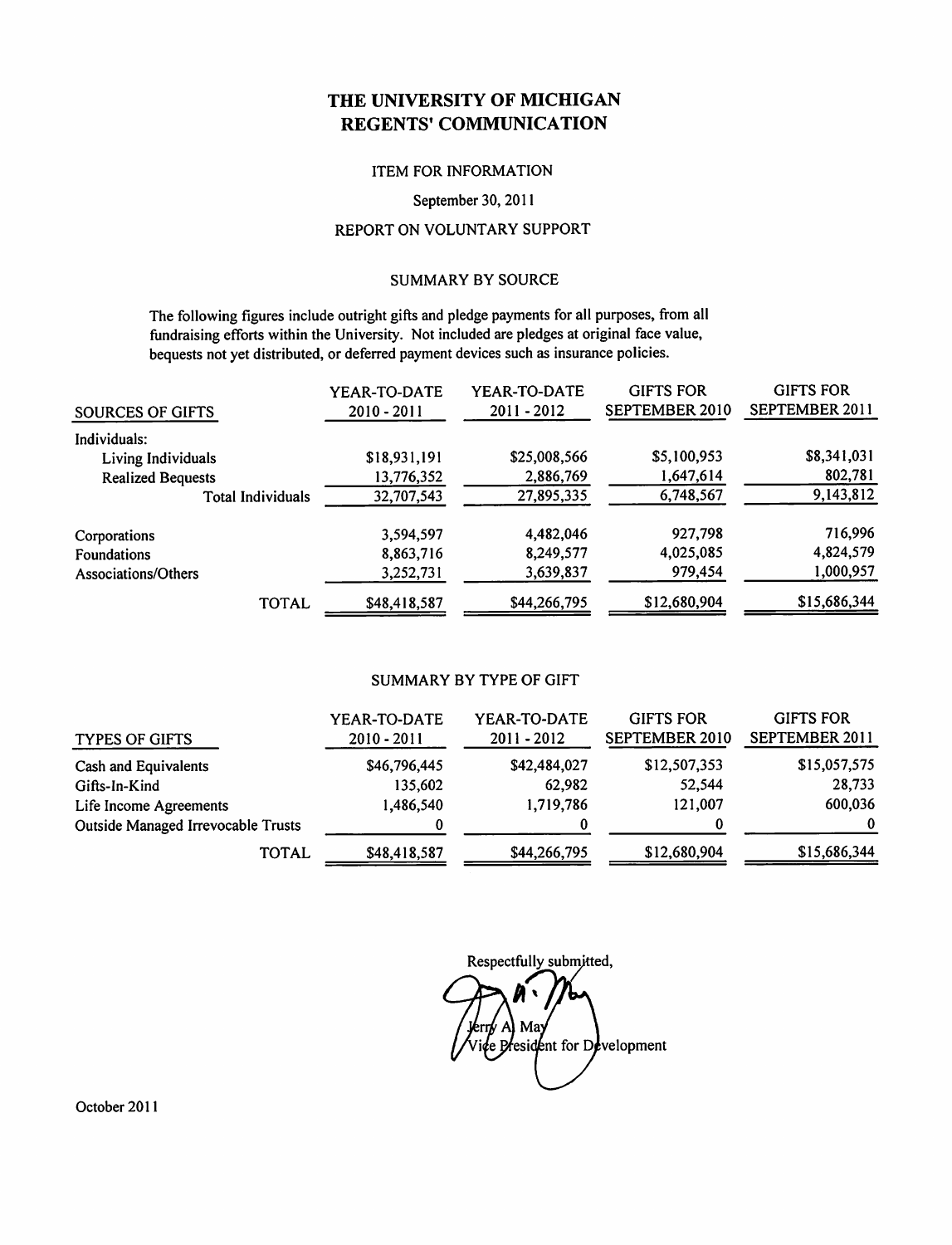# THE UNIVERSITY OF MICHIGAN
# REGENTS' COMMUNICATION

ITEM FOR INFORMATION

September 30, 2011

REPORT ON VOLUNTARY SUPPORT

## SUMMARY BY SOURCE

The following figures include outright gifts and pledge payments for all purposes, from all fundraising efforts within the University. Not included are pledges at original face value, bequests not yet distributed, or deferred payment devices such as insurance policies.

| SOURCES OF GIFTS | YEAR-TO-DATE 2010 - 2011 | YEAR-TO-DATE 2011 - 2012 | GIFTS FOR SEPTEMBER 2010 | GIFTS FOR SEPTEMBER 2011 |
|---|---|---|---|---|
| Individuals: | | | | |
| Living Individuals | $18,931,191 | $25,008,566 | $5,100,953 | $8,341,031 |
| Realized Bequests | 13,776,352 | 2,886,769 | 1,647,614 | 802,781 |
| Total Individuals | 32,707,543 | 27,895,335 | 6,748,567 | 9,143,812 |
| Corporations | 3,594,597 | 4,482,046 | 927,798 | 716,996 |
| Foundations | 8,863,716 | 8,249,577 | 4,025,085 | 4,824,579 |
| Associations/Others | 3,252,731 | 3,639,837 | 979,454 | 1,000,957 |
| TOTAL | $48,418,587 | $44,266,795 | $12,680,904 | $15,686,344 |

## SUMMARY BY TYPE OF GIFT

| TYPES OF GIFTS | YEAR-TO-DATE 2010 - 2011 | YEAR-TO-DATE 2011 - 2012 | GIFTS FOR SEPTEMBER 2010 | GIFTS FOR SEPTEMBER 2011 |
|---|---|---|---|---|
| Cash and Equivalents | $46,796,445 | $42,484,027 | $12,507,353 | $15,057,575 |
| Gifts-In-Kind | 135,602 | 62,982 | 52,544 | 28,733 |
| Life Income Agreements | 1,486,540 | 1,719,786 | 121,007 | 600,036 |
| Outside Managed Irrevocable Trusts | 0 | 0 | 0 | 0 |
| TOTAL | $48,418,587 | $44,266,795 | $12,680,904 | $15,686,344 |

Respectfully submitted,

Jerry A. May
Vice President for Development

October 2011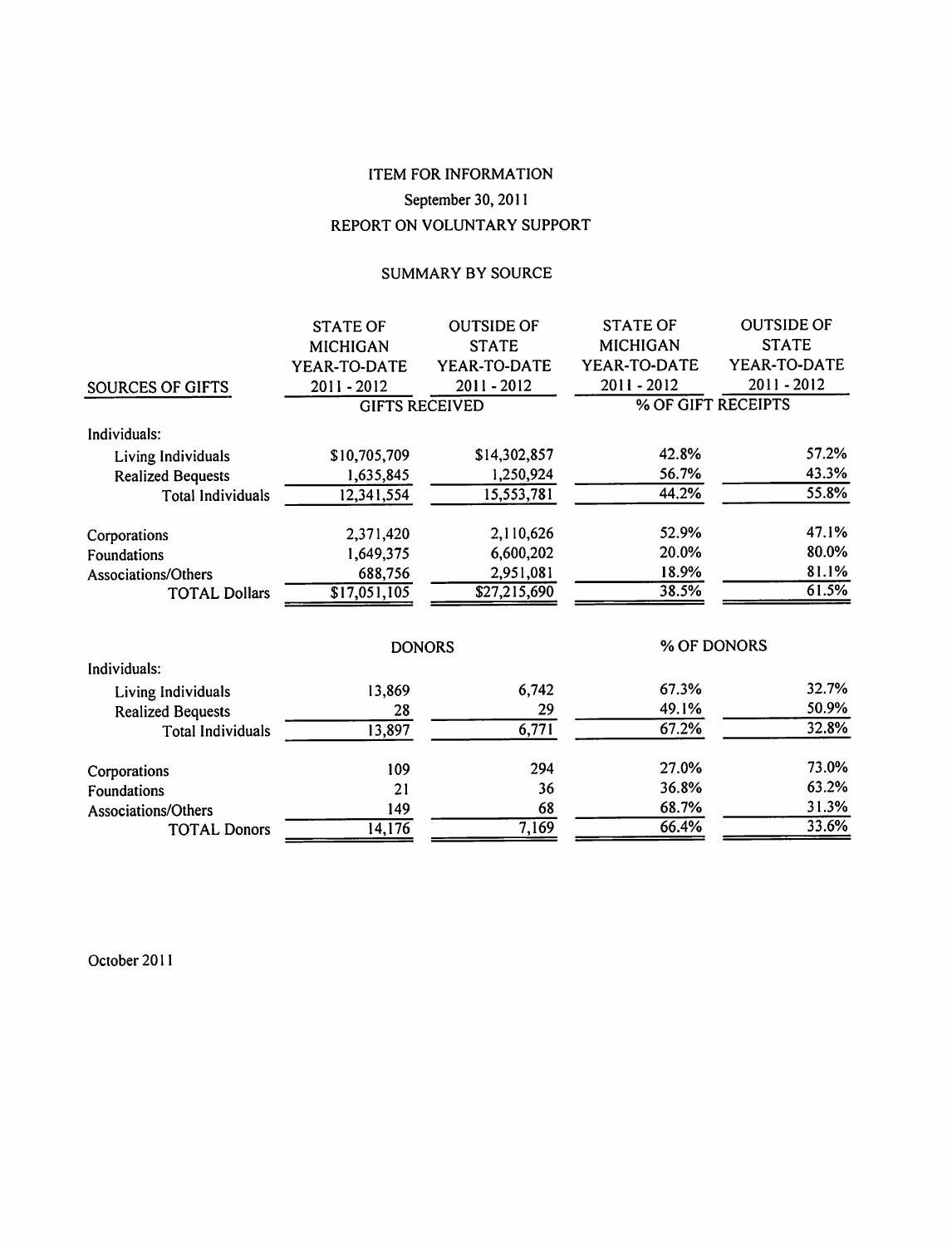# ITEM FOR INFORMATION

September 30, 2011

REPORT ON VOLUNTARY SUPPORT

## SUMMARY BY SOURCE

| SOURCES OF GIFTS | STATE OF MICHIGAN YEAR-TO-DATE 2011 - 2012 | OUTSIDE OF STATE YEAR-TO-DATE 2011 - 2012 | STATE OF MICHIGAN YEAR-TO-DATE 2011 - 2012 | OUTSIDE OF STATE YEAR-TO-DATE 2011 - 2012 |
|---|---|---|---|---|
| | GIFTS RECEIVED | | % OF GIFT RECEIPTS | |
| Individuals: | | | | |
| Living Individuals | $10,705,709 | $14,302,857 | 42.8% | 57.2% |
| Realized Bequests | 1,635,845 | 1,250,924 | 56.7% | 43.3% |
| Total Individuals | 12,341,554 | 15,553,781 | 44.2% | 55.8% |
| Corporations | 2,371,420 | 2,110,626 | 52.9% | 47.1% |
| Foundations | 1,649,375 | 6,600,202 | 20.0% | 80.0% |
| Associations/Others | 688,756 | 2,951,081 | 18.9% | 81.1% |
| TOTAL Dollars | $17,051,105 | $27,215,690 | 38.5% | 61.5% |
| | DONORS | | % OF DONORS | |
| Individuals: | | | | |
| Living Individuals | 13,869 | 6,742 | 67.3% | 32.7% |
| Realized Bequests | 28 | 29 | 49.1% | 50.9% |
| Total Individuals | 13,897 | 6,771 | 67.2% | 32.8% |
| Corporations | 109 | 294 | 27.0% | 73.0% |
| Foundations | 21 | 36 | 36.8% | 63.2% |
| Associations/Others | 149 | 68 | 68.7% | 31.3% |
| TOTAL Donors | 14,176 | 7,169 | 66.4% | 33.6% |

October 2011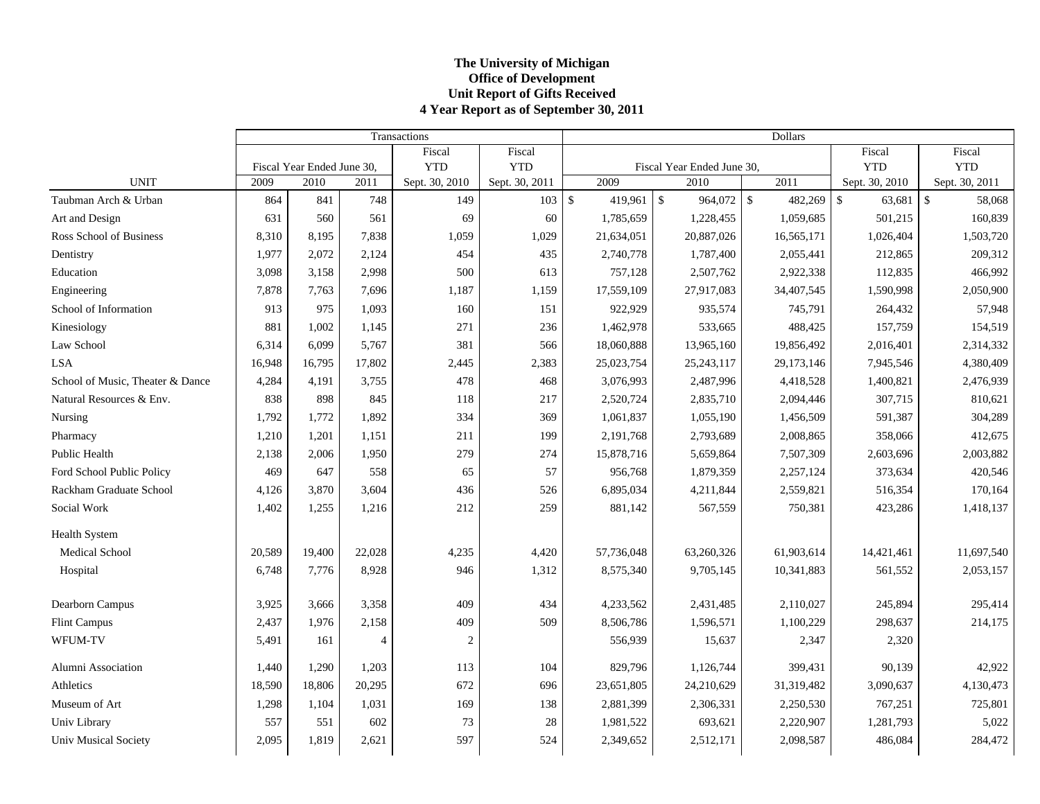**The University of Michigan**
**Office of Development**
**Unit Report of Gifts Received**
**4 Year Report as of September 30, 2011**

| | Transactions | | | | | Dollars | | | | |
|---|---|---|---|---|---|---|---|---|---|---|
| | Fiscal Year Ended June 30, | | | Fiscal YTD | Fiscal YTD | Fiscal Year Ended June 30, | | | Fiscal YTD | Fiscal YTD |
| UNIT | 2009 | 2010 | 2011 | Sept. 30, 2010 | Sept. 30, 2011 | 2009 | 2010 | 2011 | Sept. 30, 2010 | Sept. 30, 2011 |
| Taubman Arch & Urban | 864 | 841 | 748 | 149 | 103 | $ 419,961 | $ 964,072 | $ 482,269 | $ 63,681 | $ 58,068 |
| Art and Design | 631 | 560 | 561 | 69 | 60 | 1,785,659 | 1,228,455 | 1,059,685 | 501,215 | 160,839 |
| Ross School of Business | 8,310 | 8,195 | 7,838 | 1,059 | 1,029 | 21,634,051 | 20,887,026 | 16,565,171 | 1,026,404 | 1,503,720 |
| Dentistry | 1,977 | 2,072 | 2,124 | 454 | 435 | 2,740,778 | 1,787,400 | 2,055,441 | 212,865 | 209,312 |
| Education | 3,098 | 3,158 | 2,998 | 500 | 613 | 757,128 | 2,507,762 | 2,922,338 | 112,835 | 466,992 |
| Engineering | 7,878 | 7,763 | 7,696 | 1,187 | 1,159 | 17,559,109 | 27,917,083 | 34,407,545 | 1,590,998 | 2,050,900 |
| School of Information | 913 | 975 | 1,093 | 160 | 151 | 922,929 | 935,574 | 745,791 | 264,432 | 57,948 |
| Kinesiology | 881 | 1,002 | 1,145 | 271 | 236 | 1,462,978 | 533,665 | 488,425 | 157,759 | 154,519 |
| Law School | 6,314 | 6,099 | 5,767 | 381 | 566 | 18,060,888 | 13,965,160 | 19,856,492 | 2,016,401 | 2,314,332 |
| LSA | 16,948 | 16,795 | 17,802 | 2,445 | 2,383 | 25,023,754 | 25,243,117 | 29,173,146 | 7,945,546 | 4,380,409 |
| School of Music, Theater & Dance | 4,284 | 4,191 | 3,755 | 478 | 468 | 3,076,993 | 2,487,996 | 4,418,528 | 1,400,821 | 2,476,939 |
| Natural Resources & Env. | 838 | 898 | 845 | 118 | 217 | 2,520,724 | 2,835,710 | 2,094,446 | 307,715 | 810,621 |
| Nursing | 1,792 | 1,772 | 1,892 | 334 | 369 | 1,061,837 | 1,055,190 | 1,456,509 | 591,387 | 304,289 |
| Pharmacy | 1,210 | 1,201 | 1,151 | 211 | 199 | 2,191,768 | 2,793,689 | 2,008,865 | 358,066 | 412,675 |
| Public Health | 2,138 | 2,006 | 1,950 | 279 | 274 | 15,878,716 | 5,659,864 | 7,507,309 | 2,603,696 | 2,003,882 |
| Ford School Public Policy | 469 | 647 | 558 | 65 | 57 | 956,768 | 1,879,359 | 2,257,124 | 373,634 | 420,546 |
| Rackham Graduate School | 4,126 | 3,870 | 3,604 | 436 | 526 | 6,895,034 | 4,211,844 | 2,559,821 | 516,354 | 170,164 |
| Social Work | 1,402 | 1,255 | 1,216 | 212 | 259 | 881,142 | 567,559 | 750,381 | 423,286 | 1,418,137 |
| Health System | | | | | | | | | | |
| Medical School | 20,589 | 19,400 | 22,028 | 4,235 | 4,420 | 57,736,048 | 63,260,326 | 61,903,614 | 14,421,461 | 11,697,540 |
| Hospital | 6,748 | 7,776 | 8,928 | 946 | 1,312 | 8,575,340 | 9,705,145 | 10,341,883 | 561,552 | 2,053,157 |
| Dearborn Campus | 3,925 | 3,666 | 3,358 | 409 | 434 | 4,233,562 | 2,431,485 | 2,110,027 | 245,894 | 295,414 |
| Flint Campus | 2,437 | 1,976 | 2,158 | 409 | 509 | 8,506,786 | 1,596,571 | 1,100,229 | 298,637 | 214,175 |
| WFUM-TV | 5,491 | 161 | 4 | 2 | | 556,939 | 15,637 | 2,347 | 2,320 | |
| Alumni Association | 1,440 | 1,290 | 1,203 | 113 | 104 | 829,796 | 1,126,744 | 399,431 | 90,139 | 42,922 |
| Athletics | 18,590 | 18,806 | 20,295 | 672 | 696 | 23,651,805 | 24,210,629 | 31,319,482 | 3,090,637 | 4,130,473 |
| Museum of Art | 1,298 | 1,104 | 1,031 | 169 | 138 | 2,881,399 | 2,306,331 | 2,250,530 | 767,251 | 725,801 |
| Univ Library | 557 | 551 | 602 | 73 | 28 | 1,981,522 | 693,621 | 2,220,907 | 1,281,793 | 5,022 |
| Univ Musical Society | 2,095 | 1,819 | 2,621 | 597 | 524 | 2,349,652 | 2,512,171 | 2,098,587 | 486,084 | 284,472 |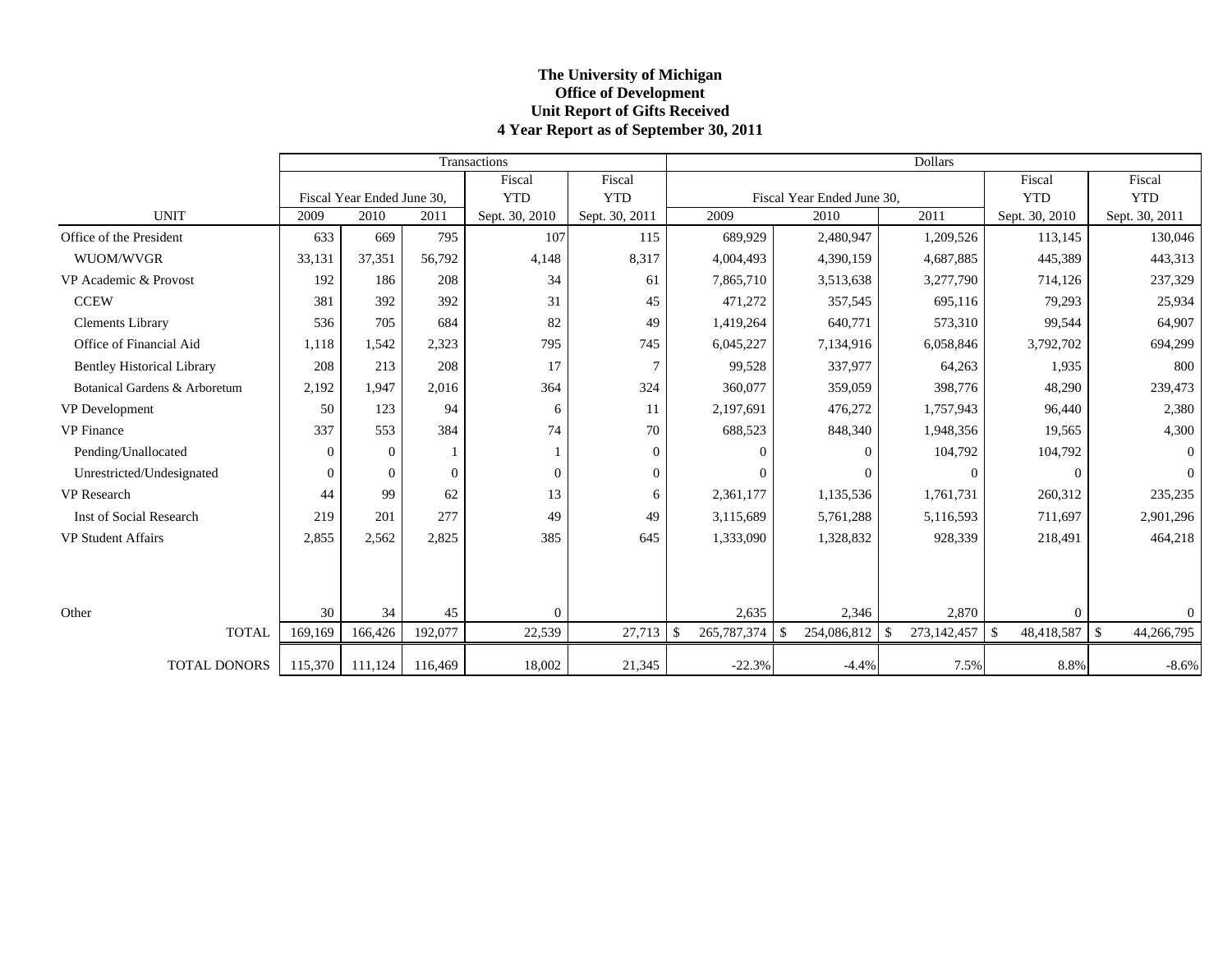# The University of Michigan
## Office of Development
## Unit Report of Gifts Received
## 4 Year Report as of September 30, 2011

| | Transactions | | | | | Dollars | | | | |
|---|---|---|---|---|---|---|---|---|---|---|
| | Fiscal Year Ended June 30, | | | Fiscal YTD | Fiscal YTD | Fiscal Year Ended June 30, | | | Fiscal YTD | Fiscal YTD |
| UNIT | 2009 | 2010 | 2011 | Sept. 30, 2010 | Sept. 30, 2011 | 2009 | 2010 | 2011 | Sept. 30, 2010 | Sept. 30, 2011 |
| Office of the President | 633 | 669 | 795 | 107 | 115 | 689,929 | 2,480,947 | 1,209,526 | 113,145 | 130,046 |
| WUOM/WVGR | 33,131 | 37,351 | 56,792 | 4,148 | 8,317 | 4,004,493 | 4,390,159 | 4,687,885 | 445,389 | 443,313 |
| VP Academic & Provost | 192 | 186 | 208 | 34 | 61 | 7,865,710 | 3,513,638 | 3,277,790 | 714,126 | 237,329 |
| CCEW | 381 | 392 | 392 | 31 | 45 | 471,272 | 357,545 | 695,116 | 79,293 | 25,934 |
| Clements Library | 536 | 705 | 684 | 82 | 49 | 1,419,264 | 640,771 | 573,310 | 99,544 | 64,907 |
| Office of Financial Aid | 1,118 | 1,542 | 2,323 | 795 | 745 | 6,045,227 | 7,134,916 | 6,058,846 | 3,792,702 | 694,299 |
| Bentley Historical Library | 208 | 213 | 208 | 17 | 7 | 99,528 | 337,977 | 64,263 | 1,935 | 800 |
| Botanical Gardens & Arboretum | 2,192 | 1,947 | 2,016 | 364 | 324 | 360,077 | 359,059 | 398,776 | 48,290 | 239,473 |
| VP Development | 50 | 123 | 94 | 6 | 11 | 2,197,691 | 476,272 | 1,757,943 | 96,440 | 2,380 |
| VP Finance | 337 | 553 | 384 | 74 | 70 | 688,523 | 848,340 | 1,948,356 | 19,565 | 4,300 |
| Pending/Unallocated | 0 | 0 | 1 | 1 | 0 | 0 | 0 | 104,792 | 104,792 | 0 |
| Unrestricted/Undesignated | 0 | 0 | 0 | 0 | 0 | 0 | 0 | 0 | 0 | 0 |
| VP Research | 44 | 99 | 62 | 13 | 6 | 2,361,177 | 1,135,536 | 1,761,731 | 260,312 | 235,235 |
| Inst of Social Research | 219 | 201 | 277 | 49 | 49 | 3,115,689 | 5,761,288 | 5,116,593 | 711,697 | 2,901,296 |
| VP Student Affairs | 2,855 | 2,562 | 2,825 | 385 | 645 | 1,333,090 | 1,328,832 | 928,339 | 218,491 | 464,218 |
| Other | 30 | 34 | 45 | 0 | | 2,635 | 2,346 | 2,870 | 0 | 0 |
| TOTAL | 169,169 | 166,426 | 192,077 | 22,539 | 27,713 | $ 265,787,374 | $ 254,086,812 | $ 273,142,457 | $ 48,418,587 | $ 44,266,795 |
| TOTAL DONORS | 115,370 | 111,124 | 116,469 | 18,002 | 21,345 | -22.3% | -4.4% | 7.5% | 8.8% | -8.6% |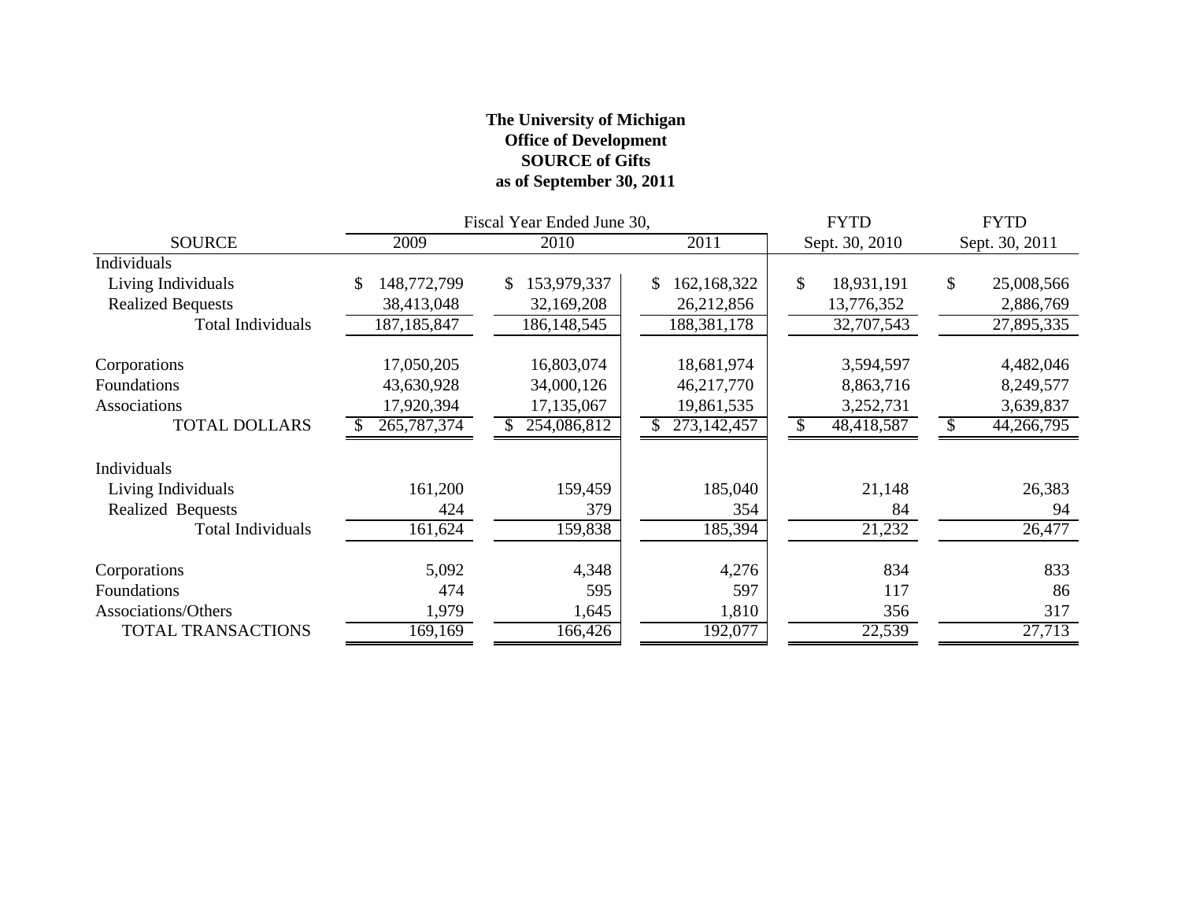**The University of Michigan**
**Office of Development**
**SOURCE of Gifts**
**as of September 30, 2011**

| SOURCE | Fiscal Year Ended June 30, 2009 | 2010 | 2011 | FYTD Sept. 30, 2010 | FYTD Sept. 30, 2011 |
|---|---|---|---|---|---|
| Individuals | | | | | |
| Living Individuals | $ 148,772,799 | $ 153,979,337 | $ 162,168,322 | $ 18,931,191 | $ 25,008,566 |
| Realized Bequests | 38,413,048 | 32,169,208 | 26,212,856 | 13,776,352 | 2,886,769 |
| Total Individuals | 187,185,847 | 186,148,545 | 188,381,178 | 32,707,543 | 27,895,335 |
| Corporations | 17,050,205 | 16,803,074 | 18,681,974 | 3,594,597 | 4,482,046 |
| Foundations | 43,630,928 | 34,000,126 | 46,217,770 | 8,863,716 | 8,249,577 |
| Associations | 17,920,394 | 17,135,067 | 19,861,535 | 3,252,731 | 3,639,837 |
| TOTAL DOLLARS | $ 265,787,374 | $ 254,086,812 | $ 273,142,457 | $ 48,418,587 | $ 44,266,795 |
| Individuals | | | | | |
| Living Individuals | 161,200 | 159,459 | 185,040 | 21,148 | 26,383 |
| Realized Bequests | 424 | 379 | 354 | 84 | 94 |
| Total Individuals | 161,624 | 159,838 | 185,394 | 21,232 | 26,477 |
| Corporations | 5,092 | 4,348 | 4,276 | 834 | 833 |
| Foundations | 474 | 595 | 597 | 117 | 86 |
| Associations/Others | 1,979 | 1,645 | 1,810 | 356 | 317 |
| TOTAL TRANSACTIONS | 169,169 | 166,426 | 192,077 | 22,539 | 27,713 |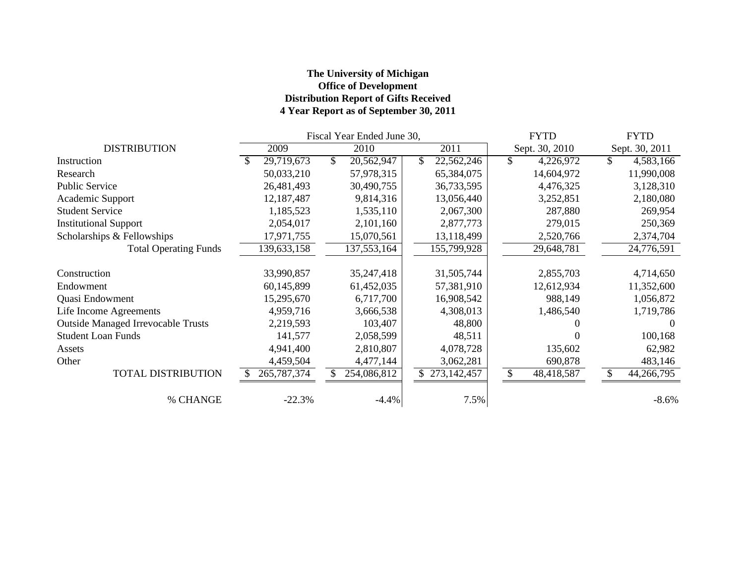**The University of Michigan**
**Office of Development**
**Distribution Report of Gifts Received**
**4 Year Report as of September 30, 2011**

| | Fiscal Year Ended June 30, | | | FYTD | FYTD |
|---|---|---|---|---|---|
| DISTRIBUTION | 2009 | 2010 | 2011 | Sept. 30, 2010 | Sept. 30, 2011 |
| Instruction | $ 29,719,673 | $ 20,562,947 | $ 22,562,246 | $ 4,226,972 | $ 4,583,166 |
| Research | 50,033,210 | 57,978,315 | 65,384,075 | 14,604,972 | 11,990,008 |
| Public Service | 26,481,493 | 30,490,755 | 36,733,595 | 4,476,325 | 3,128,310 |
| Academic Support | 12,187,487 | 9,814,316 | 13,056,440 | 3,252,851 | 2,180,080 |
| Student Service | 1,185,523 | 1,535,110 | 2,067,300 | 287,880 | 269,954 |
| Institutional Support | 2,054,017 | 2,101,160 | 2,877,773 | 279,015 | 250,369 |
| Scholarships & Fellowships | 17,971,755 | 15,070,561 | 13,118,499 | 2,520,766 | 2,374,704 |
| Total Operating Funds | 139,633,158 | 137,553,164 | 155,799,928 | 29,648,781 | 24,776,591 |
| Construction | 33,990,857 | 35,247,418 | 31,505,744 | 2,855,703 | 4,714,650 |
| Endowment | 60,145,899 | 61,452,035 | 57,381,910 | 12,612,934 | 11,352,600 |
| Quasi Endowment | 15,295,670 | 6,717,700 | 16,908,542 | 988,149 | 1,056,872 |
| Life Income Agreements | 4,959,716 | 3,666,538 | 4,308,013 | 1,486,540 | 1,719,786 |
| Outside Managed Irrevocable Trusts | 2,219,593 | 103,407 | 48,800 | 0 | 0 |
| Student Loan Funds | 141,577 | 2,058,599 | 48,511 | 0 | 100,168 |
| Assets | 4,941,400 | 2,810,807 | 4,078,728 | 135,602 | 62,982 |
| Other | 4,459,504 | 4,477,144 | 3,062,281 | 690,878 | 483,146 |
| TOTAL DISTRIBUTION | $ 265,787,374 | $ 254,086,812 | $ 273,142,457 | $ 48,418,587 | $ 44,266,795 |
| % CHANGE | -22.3% | -4.4% | 7.5% | | -8.6% |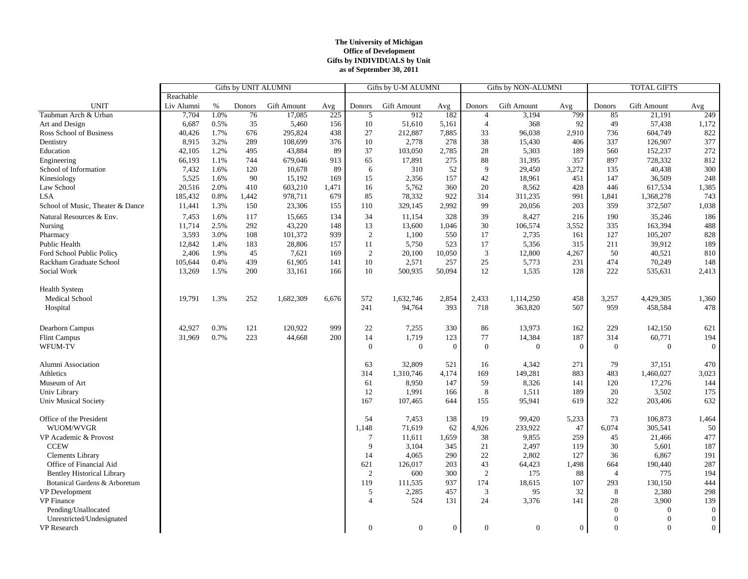**The University of Michigan**
**Office of Development**
**Gifts by INDIVIDUALS by Unit**
**as of September 30, 2011**

| | Gifts by UNIT ALUMNI | | | | | Gifts by U-M ALUMNI | | | Gifts by NON-ALUMNI | | | TOTAL GIFTS | | |
|---|---|---|---|---|---|---|---|---|---|---|---|---|---|---|
| UNIT | Reachable Liv Alumni | % | Donors | Gift Amount | Avg | Donors | Gift Amount | Avg | Donors | Gift Amount | Avg | Donors | Gift Amount | Avg |
| Taubman Arch & Urban | 7,704 | 1.0% | 76 | 17,085 | 225 | 5 | 912 | 182 | 4 | 3,194 | 799 | 85 | 21,191 | 249 |
| Art and Design | 6,687 | 0.5% | 35 | 5,460 | 156 | 10 | 51,610 | 5,161 | 4 | 368 | 92 | 49 | 57,438 | 1,172 |
| Ross School of Business | 40,426 | 1.7% | 676 | 295,824 | 438 | 27 | 212,887 | 7,885 | 33 | 96,038 | 2,910 | 736 | 604,749 | 822 |
| Dentistry | 8,915 | 3.2% | 289 | 108,699 | 376 | 10 | 2,778 | 278 | 38 | 15,430 | 406 | 337 | 126,907 | 377 |
| Education | 42,105 | 1.2% | 495 | 43,884 | 89 | 37 | 103,050 | 2,785 | 28 | 5,303 | 189 | 560 | 152,237 | 272 |
| Engineering | 66,193 | 1.1% | 744 | 679,046 | 913 | 65 | 17,891 | 275 | 88 | 31,395 | 357 | 897 | 728,332 | 812 |
| School of Information | 7,432 | 1.6% | 120 | 10,678 | 89 | 6 | 310 | 52 | 9 | 29,450 | 3,272 | 135 | 40,438 | 300 |
| Kinesiology | 5,525 | 1.6% | 90 | 15,192 | 169 | 15 | 2,356 | 157 | 42 | 18,961 | 451 | 147 | 36,509 | 248 |
| Law School | 20,516 | 2.0% | 410 | 603,210 | 1,471 | 16 | 5,762 | 360 | 20 | 8,562 | 428 | 446 | 617,534 | 1,385 |
| LSA | 185,432 | 0.8% | 1,442 | 978,711 | 679 | 85 | 78,332 | 922 | 314 | 311,235 | 991 | 1,841 | 1,368,278 | 743 |
| School of Music, Theater & Dance | 11,441 | 1.3% | 150 | 23,306 | 155 | 110 | 329,145 | 2,992 | 99 | 20,056 | 203 | 359 | 372,507 | 1,038 |
| Natural Resources & Env. | 7,453 | 1.6% | 117 | 15,665 | 134 | 34 | 11,154 | 328 | 39 | 8,427 | 216 | 190 | 35,246 | 186 |
| Nursing | 11,714 | 2.5% | 292 | 43,220 | 148 | 13 | 13,600 | 1,046 | 30 | 106,574 | 3,552 | 335 | 163,394 | 488 |
| Pharmacy | 3,593 | 3.0% | 108 | 101,372 | 939 | 2 | 1,100 | 550 | 17 | 2,735 | 161 | 127 | 105,207 | 828 |
| Public Health | 12,842 | 1.4% | 183 | 28,806 | 157 | 11 | 5,750 | 523 | 17 | 5,356 | 315 | 211 | 39,912 | 189 |
| Ford School Public Policy | 2,406 | 1.9% | 45 | 7,621 | 169 | 2 | 20,100 | 10,050 | 3 | 12,800 | 4,267 | 50 | 40,521 | 810 |
| Rackham Graduate School | 105,644 | 0.4% | 439 | 61,905 | 141 | 10 | 2,571 | 257 | 25 | 5,773 | 231 | 474 | 70,249 | 148 |
| Social Work | 13,269 | 1.5% | 200 | 33,161 | 166 | 10 | 500,935 | 50,094 | 12 | 1,535 | 128 | 222 | 535,631 | 2,413 |
| Health System | | | | | | | | | | | | | | |
| Medical School | 19,791 | 1.3% | 252 | 1,682,309 | 6,676 | 572 | 1,632,746 | 2,854 | 2,433 | 1,114,250 | 458 | 3,257 | 4,429,305 | 1,360 |
| Hospital | | | | | | 241 | 94,764 | 393 | 718 | 363,820 | 507 | 959 | 458,584 | 478 |
| Dearborn Campus | 42,927 | 0.3% | 121 | 120,922 | 999 | 22 | 7,255 | 330 | 86 | 13,973 | 162 | 229 | 142,150 | 621 |
| Flint Campus | 31,969 | 0.7% | 223 | 44,668 | 200 | 14 | 1,719 | 123 | 77 | 14,384 | 187 | 314 | 60,771 | 194 |
| WFUM-TV | | | | | | 0 | 0 | 0 | 0 | 0 | 0 | 0 | 0 | 0 |
| Alumni Association | | | | | | 63 | 32,809 | 521 | 16 | 4,342 | 271 | 79 | 37,151 | 470 |
| Athletics | | | | | | 314 | 1,310,746 | 4,174 | 169 | 149,281 | 883 | 483 | 1,460,027 | 3,023 |
| Museum of Art | | | | | | 61 | 8,950 | 147 | 59 | 8,326 | 141 | 120 | 17,276 | 144 |
| Univ Library | | | | | | 12 | 1,991 | 166 | 8 | 1,511 | 189 | 20 | 3,502 | 175 |
| Univ Musical Society | | | | | | 167 | 107,465 | 644 | 155 | 95,941 | 619 | 322 | 203,406 | 632 |
| Office of the President | | | | | | 54 | 7,453 | 138 | 19 | 99,420 | 5,233 | 73 | 106,873 | 1,464 |
| WUOM/WVGR | | | | | | 1,148 | 71,619 | 62 | 4,926 | 233,922 | 47 | 6,074 | 305,541 | 50 |
| VP Academic & Provost | | | | | | 7 | 11,611 | 1,659 | 38 | 9,855 | 259 | 45 | 21,466 | 477 |
| CCEW | | | | | | 9 | 3,104 | 345 | 21 | 2,497 | 119 | 30 | 5,601 | 187 |
| Clements Library | | | | | | 14 | 4,065 | 290 | 22 | 2,802 | 127 | 36 | 6,867 | 191 |
| Office of Financial Aid | | | | | | 621 | 126,017 | 203 | 43 | 64,423 | 1,498 | 664 | 190,440 | 287 |
| Bentley Historical Library | | | | | | 2 | 600 | 300 | 2 | 175 | 88 | 4 | 775 | 194 |
| Botanical Gardens & Arboretum | | | | | | 119 | 111,535 | 937 | 174 | 18,615 | 107 | 293 | 130,150 | 444 |
| VP Development | | | | | | 5 | 2,285 | 457 | 3 | 95 | 32 | 8 | 2,380 | 298 |
| VP Finance | | | | | | 4 | 524 | 131 | 24 | 3,376 | 141 | 28 | 3,900 | 139 |
| Pending/Unallocated | | | | | | | | | | | | 0 | 0 | 0 |
| Unrestricted/Undesignated | | | | | | | | | | | | 0 | 0 | 0 |
| VP Research | | | | | | 0 | 0 | 0 | 0 | 0 | 0 | 0 | 0 | 0 |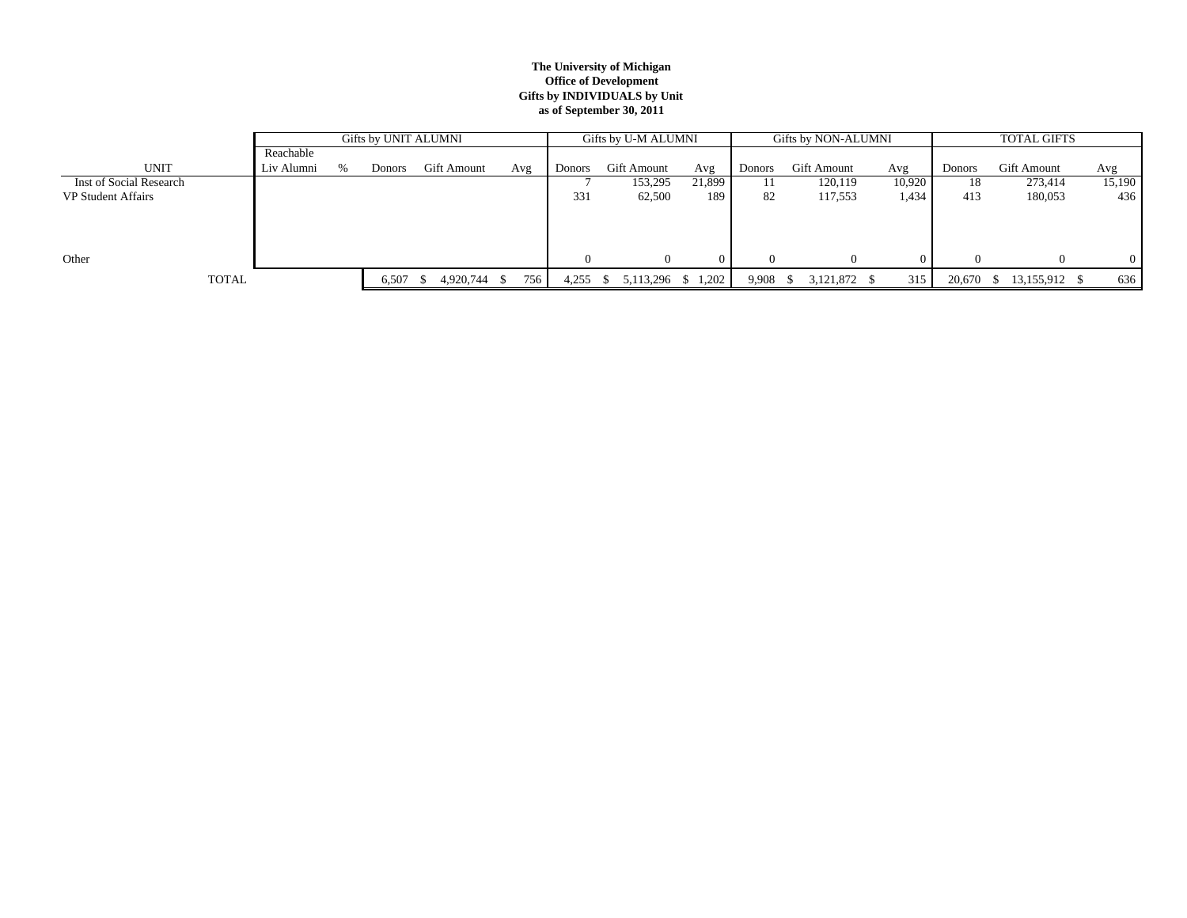**The University of Michigan**
**Office of Development**
**Gifts by INDIVIDUALS by Unit**
**as of September 30, 2011**

| | Gifts by UNIT ALUMNI | | | | | Gifts by U-M ALUMNI | | | Gifts by NON-ALUMNI | | | TOTAL GIFTS | | |
|---|---|---|---|---|---|---|---|---|---|---|---|---|---|---|
| UNIT | Reachable Liv Alumni | % | Donors | Gift Amount | Avg | Donors | Gift Amount | Avg | Donors | Gift Amount | Avg | Donors | Gift Amount | Avg |
| Inst of Social Research | | | | | | 7 | 153,295 | 21,899 | 11 | 120,119 | 10,920 | 18 | 273,414 | 15,190 |
| VP Student Affairs | | | | | | 331 | 62,500 | 189 | 82 | 117,553 | 1,434 | 413 | 180,053 | 436 |
| Other | | | | | | 0 | 0 | 0 | 0 | 0 | 0 | 0 | 0 | 0 |
| TOTAL | | | 6,507 | $ 4,920,744 | $ 756 | 4,255 | $ 5,113,296 | $ 1,202 | 9,908 | $ 3,121,872 | $ 315 | 20,670 | $ 13,155,912 | $ 636 |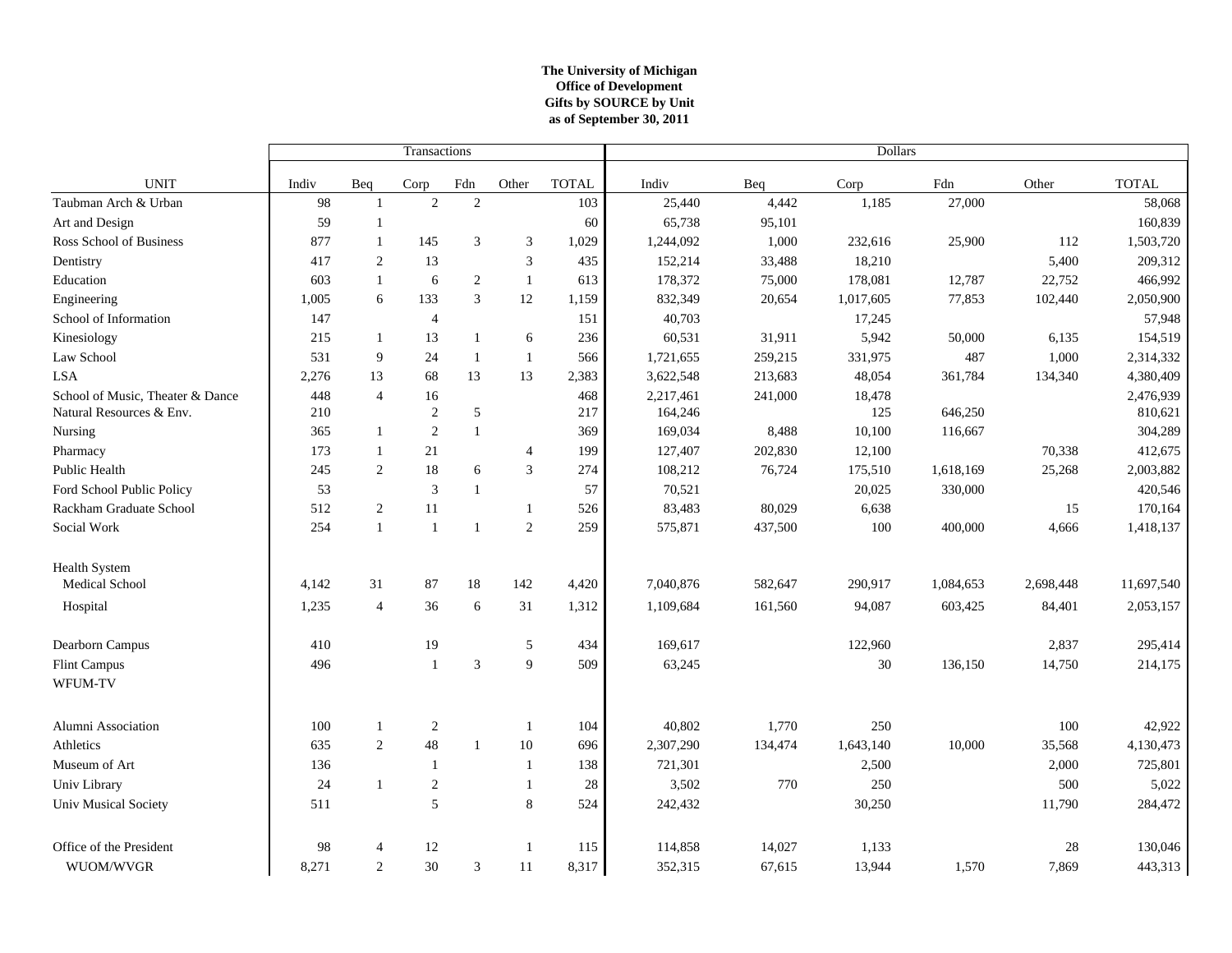**The University of Michigan**
**Office of Development**
**Gifts by SOURCE by Unit**
**as of September 30, 2011**

| | Transactions | | | | | | Dollars | | | | | |
|---|---|---|---|---|---|---|---|---|---|---|---|---|
| UNIT | Indiv | Beq | Corp | Fdn | Other | TOTAL | Indiv | Beq | Corp | Fdn | Other | TOTAL |
| Taubman Arch & Urban | 98 | 1 | 2 | 2 | | 103 | 25,440 | 4,442 | 1,185 | 27,000 | | 58,068 |
| Art and Design | 59 | 1 | | | | 60 | 65,738 | 95,101 | | | | 160,839 |
| Ross School of Business | 877 | 1 | 145 | 3 | 3 | 1,029 | 1,244,092 | 1,000 | 232,616 | 25,900 | 112 | 1,503,720 |
| Dentistry | 417 | 2 | 13 | | 3 | 435 | 152,214 | 33,488 | 18,210 | | 5,400 | 209,312 |
| Education | 603 | 1 | 6 | 2 | 1 | 613 | 178,372 | 75,000 | 178,081 | 12,787 | 22,752 | 466,992 |
| Engineering | 1,005 | 6 | 133 | 3 | 12 | 1,159 | 832,349 | 20,654 | 1,017,605 | 77,853 | 102,440 | 2,050,900 |
| School of Information | 147 | | 4 | | | 151 | 40,703 | | 17,245 | | | 57,948 |
| Kinesiology | 215 | 1 | 13 | 1 | 6 | 236 | 60,531 | 31,911 | 5,942 | 50,000 | 6,135 | 154,519 |
| Law School | 531 | 9 | 24 | 1 | 1 | 566 | 1,721,655 | 259,215 | 331,975 | 487 | 1,000 | 2,314,332 |
| LSA | 2,276 | 13 | 68 | 13 | 13 | 2,383 | 3,622,548 | 213,683 | 48,054 | 361,784 | 134,340 | 4,380,409 |
| School of Music, Theater & Dance | 448 | 4 | 16 | | | 468 | 2,217,461 | 241,000 | 18,478 | | | 2,476,939 |
| Natural Resources & Env. | 210 | | 2 | 5 | | 217 | 164,246 | | 125 | 646,250 | | 810,621 |
| Nursing | 365 | 1 | 2 | 1 | | 369 | 169,034 | 8,488 | 10,100 | 116,667 | | 304,289 |
| Pharmacy | 173 | 1 | 21 | | 4 | 199 | 127,407 | 202,830 | 12,100 | | 70,338 | 412,675 |
| Public Health | 245 | 2 | 18 | 6 | 3 | 274 | 108,212 | 76,724 | 175,510 | 1,618,169 | 25,268 | 2,003,882 |
| Ford School Public Policy | 53 | | 3 | 1 | | 57 | 70,521 | | 20,025 | 330,000 | | 420,546 |
| Rackham Graduate School | 512 | 2 | 11 | | 1 | 526 | 83,483 | 80,029 | 6,638 | | 15 | 170,164 |
| Social Work | 254 | 1 | 1 | 1 | 2 | 259 | 575,871 | 437,500 | 100 | 400,000 | 4,666 | 1,418,137 |
| Health System | | | | | | | | | | | | |
| Medical School | 4,142 | 31 | 87 | 18 | 142 | 4,420 | 7,040,876 | 582,647 | 290,917 | 1,084,653 | 2,698,448 | 11,697,540 |
| Hospital | 1,235 | 4 | 36 | 6 | 31 | 1,312 | 1,109,684 | 161,560 | 94,087 | 603,425 | 84,401 | 2,053,157 |
| Dearborn Campus | 410 | | 19 | | 5 | 434 | 169,617 | | 122,960 | | 2,837 | 295,414 |
| Flint Campus | 496 | | 1 | 3 | 9 | 509 | 63,245 | | 30 | 136,150 | 14,750 | 214,175 |
| WFUM-TV | | | | | | | | | | | | |
| Alumni Association | 100 | 1 | 2 | | 1 | 104 | 40,802 | 1,770 | 250 | | 100 | 42,922 |
| Athletics | 635 | 2 | 48 | 1 | 10 | 696 | 2,307,290 | 134,474 | 1,643,140 | 10,000 | 35,568 | 4,130,473 |
| Museum of Art | 136 | | 1 | | 1 | 138 | 721,301 | | 2,500 | | 2,000 | 725,801 |
| Univ Library | 24 | 1 | 2 | | 1 | 28 | 3,502 | 770 | 250 | | 500 | 5,022 |
| Univ Musical Society | 511 | | 5 | | 8 | 524 | 242,432 | | 30,250 | | 11,790 | 284,472 |
| Office of the President | 98 | 4 | 12 | | 1 | 115 | 114,858 | 14,027 | 1,133 | | 28 | 130,046 |
| WUOM/WVGR | 8,271 | 2 | 30 | 3 | 11 | 8,317 | 352,315 | 67,615 | 13,944 | 1,570 | 7,869 | 443,313 |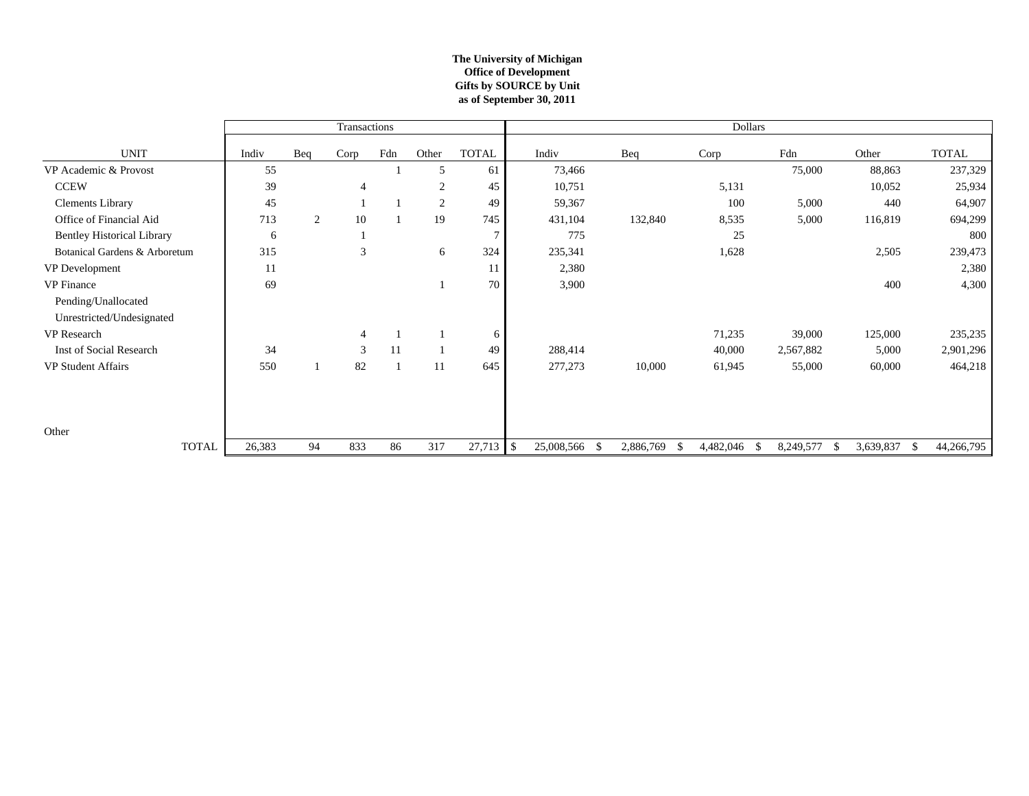**The University of Michigan**
**Office of Development**
**Gifts by SOURCE by Unit**
**as of September 30, 2011**

| | Transactions | | | | | | Dollars | | | | | |
|---|---|---|---|---|---|---|---|---|---|---|---|---|
| UNIT | Indiv | Beq | Corp | Fdn | Other | TOTAL | Indiv | Beq | Corp | Fdn | Other | TOTAL |
| VP Academic & Provost | 55 | | | 1 | 5 | 61 | 73,466 | | | 75,000 | 88,863 | 237,329 |
| CCEW | 39 | | 4 | | 2 | 45 | 10,751 | | 5,131 | | 10,052 | 25,934 |
| Clements Library | 45 | | 1 | 1 | 2 | 49 | 59,367 | | 100 | 5,000 | 440 | 64,907 |
| Office of Financial Aid | 713 | 2 | 10 | 1 | 19 | 745 | 431,104 | 132,840 | 8,535 | 5,000 | 116,819 | 694,299 |
| Bentley Historical Library | 6 | | 1 | | | 7 | 775 | | 25 | | | 800 |
| Botanical Gardens & Arboretum | 315 | | 3 | | 6 | 324 | 235,341 | | 1,628 | | 2,505 | 239,473 |
| VP Development | 11 | | | | | 11 | 2,380 | | | | | 2,380 |
| VP Finance | 69 | | | | 1 | 70 | 3,900 | | | | 400 | 4,300 |
| Pending/Unallocated | | | | | | | | | | | | |
| Unrestricted/Undesignated | | | | | | | | | | | | |
| VP Research | | | 4 | 1 | 1 | 6 | | | 71,235 | 39,000 | 125,000 | 235,235 |
| Inst of Social Research | 34 | | 3 | 11 | 1 | 49 | 288,414 | | 40,000 | 2,567,882 | 5,000 | 2,901,296 |
| VP Student Affairs | 550 | 1 | 82 | 1 | 11 | 645 | 277,273 | 10,000 | 61,945 | 55,000 | 60,000 | 464,218 |
| Other | | | | | | | | | | | | |
| TOTAL | 26,383 | 94 | 833 | 86 | 317 | 27,713 | $ 25,008,566 | $ 2,886,769 | $ 4,482,046 | $ 8,249,577 | $ 3,639,837 | $ 44,266,795 |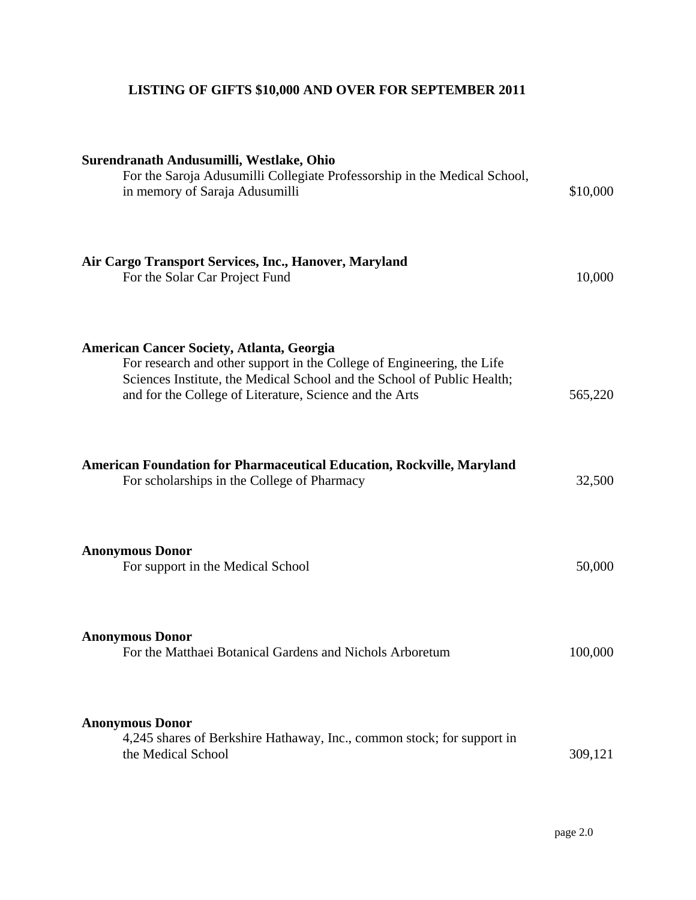# LISTING OF GIFTS $10,000 AND OVER FOR SEPTEMBER 2011

**Surendranath Andusumilli, Westlake, Ohio**
For the Saroja Adusumilli Collegiate Professorship in the Medical School, in memory of Saraja Adusumilli — $10,000

**Air Cargo Transport Services, Inc., Hanover, Maryland**
For the Solar Car Project Fund — 10,000

**American Cancer Society, Atlanta, Georgia**
For research and other support in the College of Engineering, the Life Sciences Institute, the Medical School and the School of Public Health; and for the College of Literature, Science and the Arts — 565,220

**American Foundation for Pharmaceutical Education, Rockville, Maryland**
For scholarships in the College of Pharmacy — 32,500

**Anonymous Donor**
For support in the Medical School — 50,000

**Anonymous Donor**
For the Matthaei Botanical Gardens and Nichols Arboretum — 100,000

**Anonymous Donor**
4,245 shares of Berkshire Hathaway, Inc., common stock; for support in the Medical School — 309,121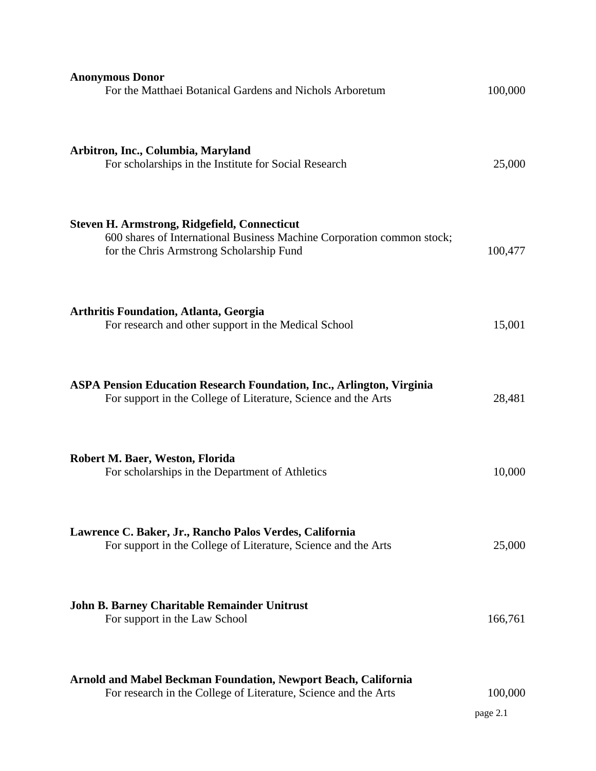**Anonymous Donor**
For the Matthaei Botanical Gardens and Nichols Arboretum 100,000

**Arbitron, Inc., Columbia, Maryland**
For scholarships in the Institute for Social Research 25,000

**Steven H. Armstrong, Ridgefield, Connecticut**
600 shares of International Business Machine Corporation common stock; for the Chris Armstrong Scholarship Fund 100,477

**Arthritis Foundation, Atlanta, Georgia**
For research and other support in the Medical School 15,001

**ASPA Pension Education Research Foundation, Inc., Arlington, Virginia**
For support in the College of Literature, Science and the Arts 28,481

**Robert M. Baer, Weston, Florida**
For scholarships in the Department of Athletics 10,000

**Lawrence C. Baker, Jr., Rancho Palos Verdes, California**
For support in the College of Literature, Science and the Arts 25,000

**John B. Barney Charitable Remainder Unitrust**
For support in the Law School 166,761

**Arnold and Mabel Beckman Foundation, Newport Beach, California**
For research in the College of Literature, Science and the Arts 100,000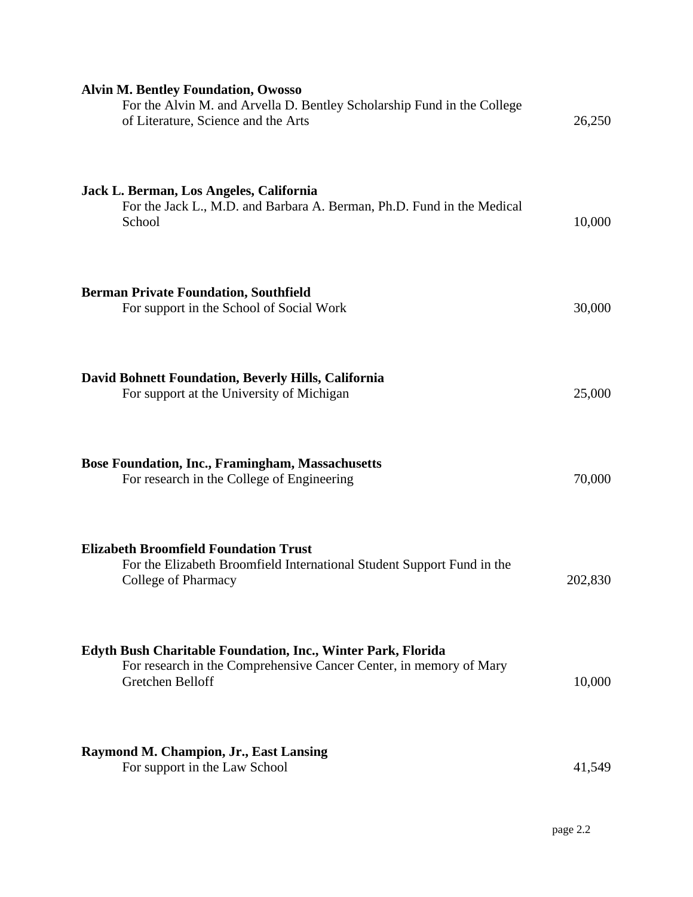**Alvin M. Bentley Foundation, Owosso**
For the Alvin M. and Arvella D. Bentley Scholarship Fund in the College of Literature, Science and the Arts 26,250

**Jack L. Berman, Los Angeles, California**
For the Jack L., M.D. and Barbara A. Berman, Ph.D. Fund in the Medical School 10,000

**Berman Private Foundation, Southfield**
For support in the School of Social Work 30,000

**David Bohnett Foundation, Beverly Hills, California**
For support at the University of Michigan 25,000

**Bose Foundation, Inc., Framingham, Massachusetts**
For research in the College of Engineering 70,000

**Elizabeth Broomfield Foundation Trust**
For the Elizabeth Broomfield International Student Support Fund in the College of Pharmacy 202,830

**Edyth Bush Charitable Foundation, Inc., Winter Park, Florida**
For research in the Comprehensive Cancer Center, in memory of Mary Gretchen Belloff 10,000

**Raymond M. Champion, Jr., East Lansing**
For support in the Law School 41,549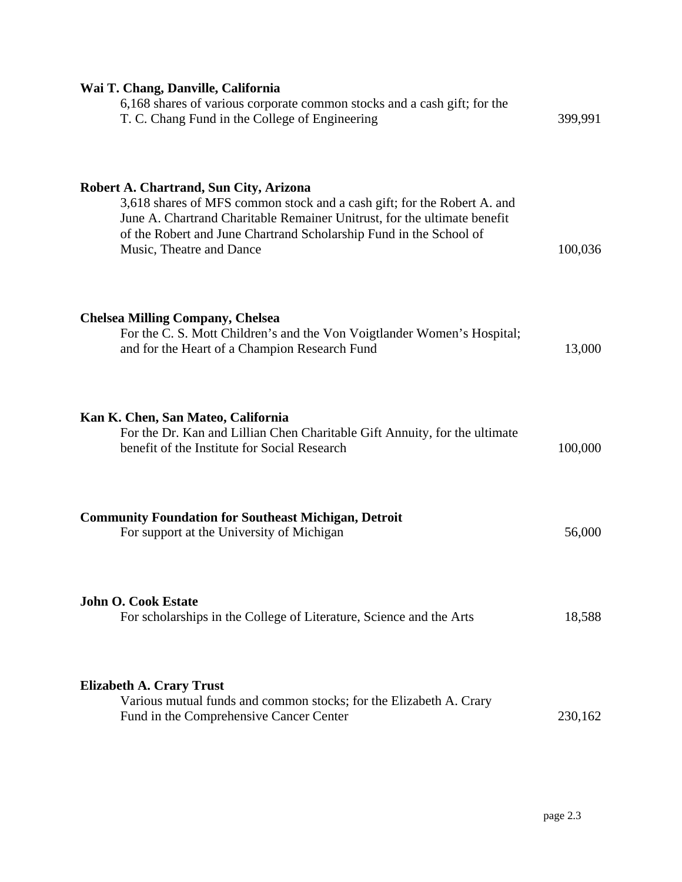**Wai T. Chang, Danville, California**
6,168 shares of various corporate common stocks and a cash gift; for the T. C. Chang Fund in the College of Engineering 399,991

**Robert A. Chartrand, Sun City, Arizona**
3,618 shares of MFS common stock and a cash gift; for the Robert A. and June A. Chartrand Charitable Remainer Unitrust, for the ultimate benefit of the Robert and June Chartrand Scholarship Fund in the School of Music, Theatre and Dance 100,036

**Chelsea Milling Company, Chelsea**
For the C. S. Mott Children's and the Von Voigtlander Women's Hospital; and for the Heart of a Champion Research Fund 13,000

**Kan K. Chen, San Mateo, California**
For the Dr. Kan and Lillian Chen Charitable Gift Annuity, for the ultimate benefit of the Institute for Social Research 100,000

**Community Foundation for Southeast Michigan, Detroit**
For support at the University of Michigan 56,000

**John O. Cook Estate**
For scholarships in the College of Literature, Science and the Arts 18,588

**Elizabeth A. Crary Trust**
Various mutual funds and common stocks; for the Elizabeth A. Crary Fund in the Comprehensive Cancer Center 230,162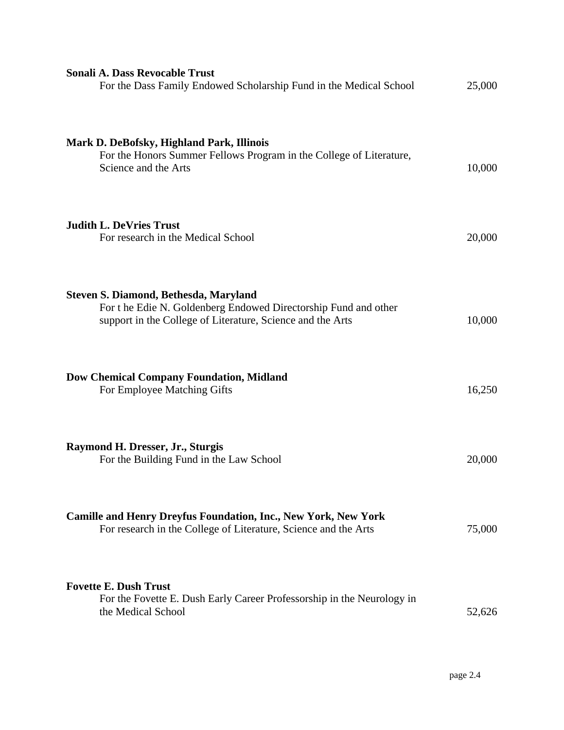**Sonali A. Dass Revocable Trust**
For the Dass Family Endowed Scholarship Fund in the Medical School 25,000

**Mark D. DeBofsky, Highland Park, Illinois**
For the Honors Summer Fellows Program in the College of Literature, Science and the Arts 10,000

**Judith L. DeVries Trust**
For research in the Medical School 20,000

**Steven S. Diamond, Bethesda, Maryland**
For t he Edie N. Goldenberg Endowed Directorship Fund and other support in the College of Literature, Science and the Arts 10,000

**Dow Chemical Company Foundation, Midland**
For Employee Matching Gifts 16,250

**Raymond H. Dresser, Jr., Sturgis**
For the Building Fund in the Law School 20,000

**Camille and Henry Dreyfus Foundation, Inc., New York, New York**
For research in the College of Literature, Science and the Arts 75,000

**Fovette E. Dush Trust**
For the Fovette E. Dush Early Career Professorship in the Neurology in the Medical School 52,626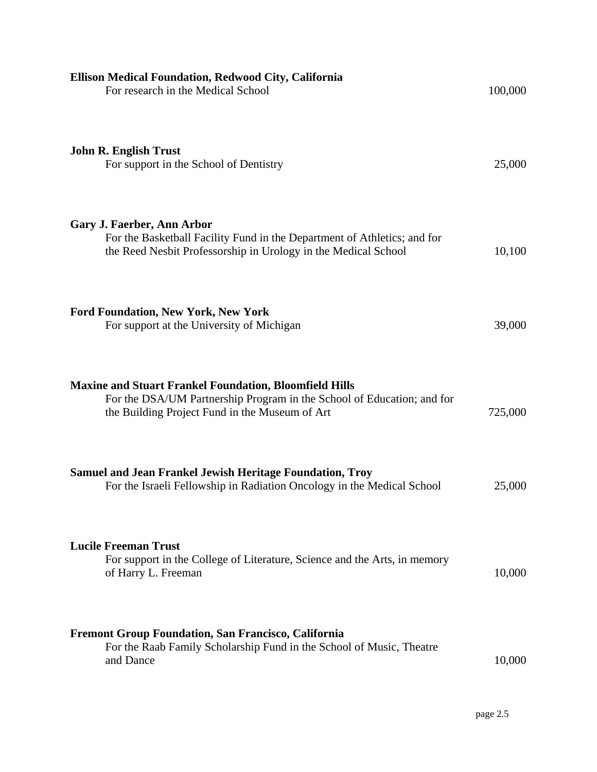**Ellison Medical Foundation, Redwood City, California**
For research in the Medical School — 100,000

**John R. English Trust**
For support in the School of Dentistry — 25,000

**Gary J. Faerber, Ann Arbor**
For the Basketball Facility Fund in the Department of Athletics; and for the Reed Nesbit Professorship in Urology in the Medical School — 10,100

**Ford Foundation, New York, New York**
For support at the University of Michigan — 39,000

**Maxine and Stuart Frankel Foundation, Bloomfield Hills**
For the DSA/UM Partnership Program in the School of Education; and for the Building Project Fund in the Museum of Art — 725,000

**Samuel and Jean Frankel Jewish Heritage Foundation, Troy**
For the Israeli Fellowship in Radiation Oncology in the Medical School — 25,000

**Lucile Freeman Trust**
For support in the College of Literature, Science and the Arts, in memory of Harry L. Freeman — 10,000

**Fremont Group Foundation, San Francisco, California**
For the Raab Family Scholarship Fund in the School of Music, Theatre and Dance — 10,000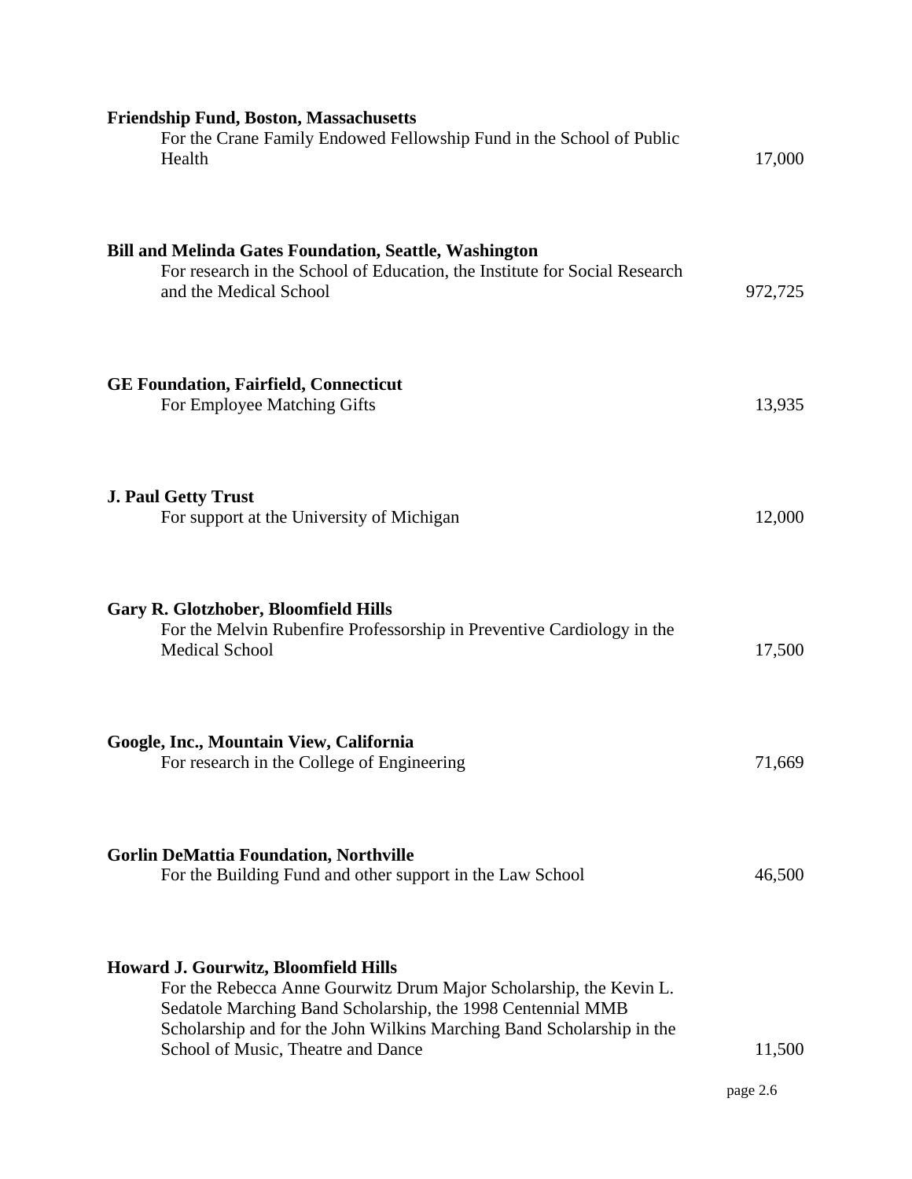**Friendship Fund, Boston, Massachusetts**
For the Crane Family Endowed Fellowship Fund in the School of Public Health — 17,000

**Bill and Melinda Gates Foundation, Seattle, Washington**
For research in the School of Education, the Institute for Social Research and the Medical School — 972,725

**GE Foundation, Fairfield, Connecticut**
For Employee Matching Gifts — 13,935

**J. Paul Getty Trust**
For support at the University of Michigan — 12,000

**Gary R. Glotzhober, Bloomfield Hills**
For the Melvin Rubenfire Professorship in Preventive Cardiology in the Medical School — 17,500

**Google, Inc., Mountain View, California**
For research in the College of Engineering — 71,669

**Gorlin DeMattia Foundation, Northville**
For the Building Fund and other support in the Law School — 46,500

**Howard J. Gourwitz, Bloomfield Hills**
For the Rebecca Anne Gourwitz Drum Major Scholarship, the Kevin L. Sedatole Marching Band Scholarship, the 1998 Centennial MMB Scholarship and for the John Wilkins Marching Band Scholarship in the School of Music, Theatre and Dance — 11,500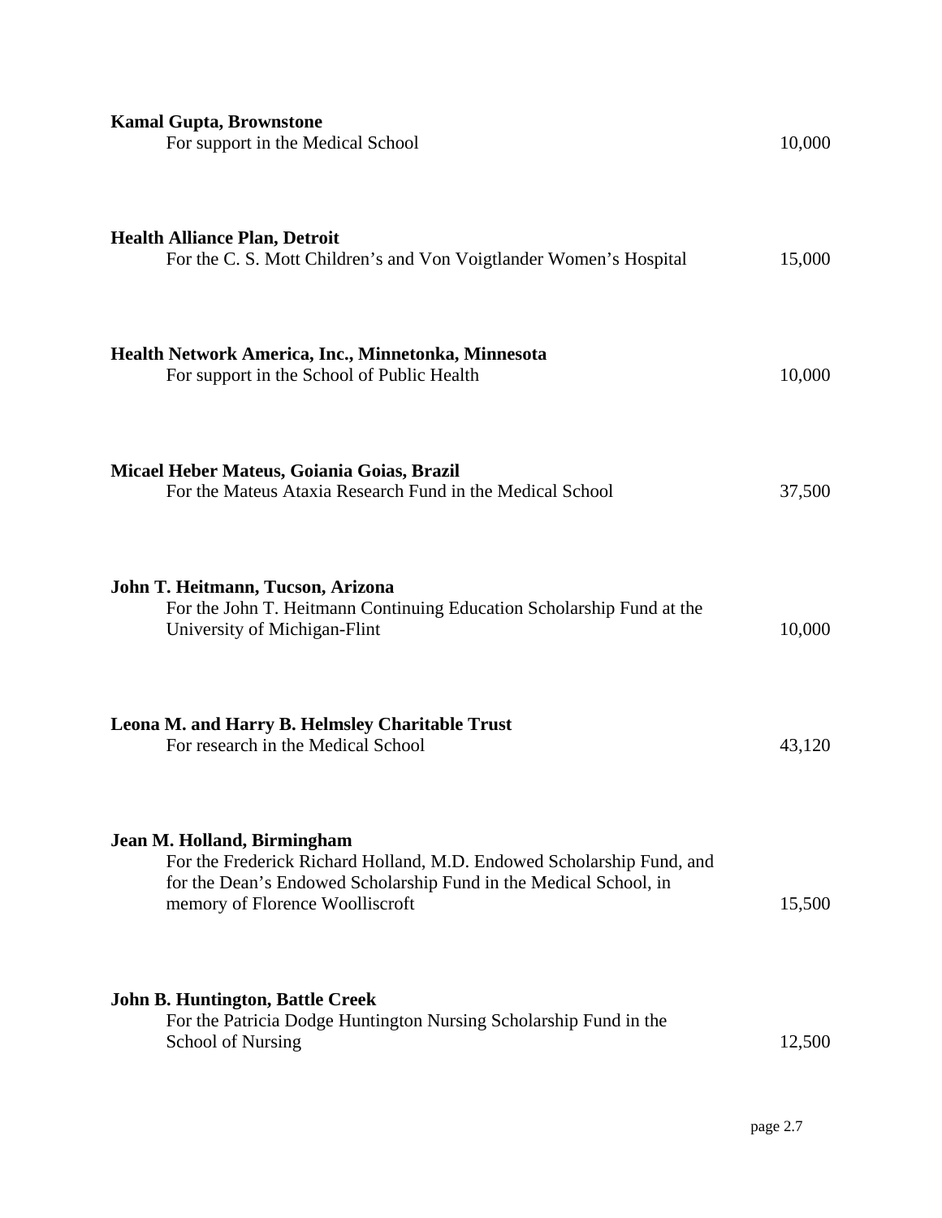**Kamal Gupta, Brownstone**
For support in the Medical School — 10,000

**Health Alliance Plan, Detroit**
For the C. S. Mott Children's and Von Voigtlander Women's Hospital — 15,000

**Health Network America, Inc., Minnetonka, Minnesota**
For support in the School of Public Health — 10,000

**Micael Heber Mateus, Goiania Goias, Brazil**
For the Mateus Ataxia Research Fund in the Medical School — 37,500

**John T. Heitmann, Tucson, Arizona**
For the John T. Heitmann Continuing Education Scholarship Fund at the University of Michigan-Flint — 10,000

**Leona M. and Harry B. Helmsley Charitable Trust**
For research in the Medical School — 43,120

**Jean M. Holland, Birmingham**
For the Frederick Richard Holland, M.D. Endowed Scholarship Fund, and for the Dean's Endowed Scholarship Fund in the Medical School, in memory of Florence Woolliscroft — 15,500

**John B. Huntington, Battle Creek**
For the Patricia Dodge Huntington Nursing Scholarship Fund in the School of Nursing — 12,500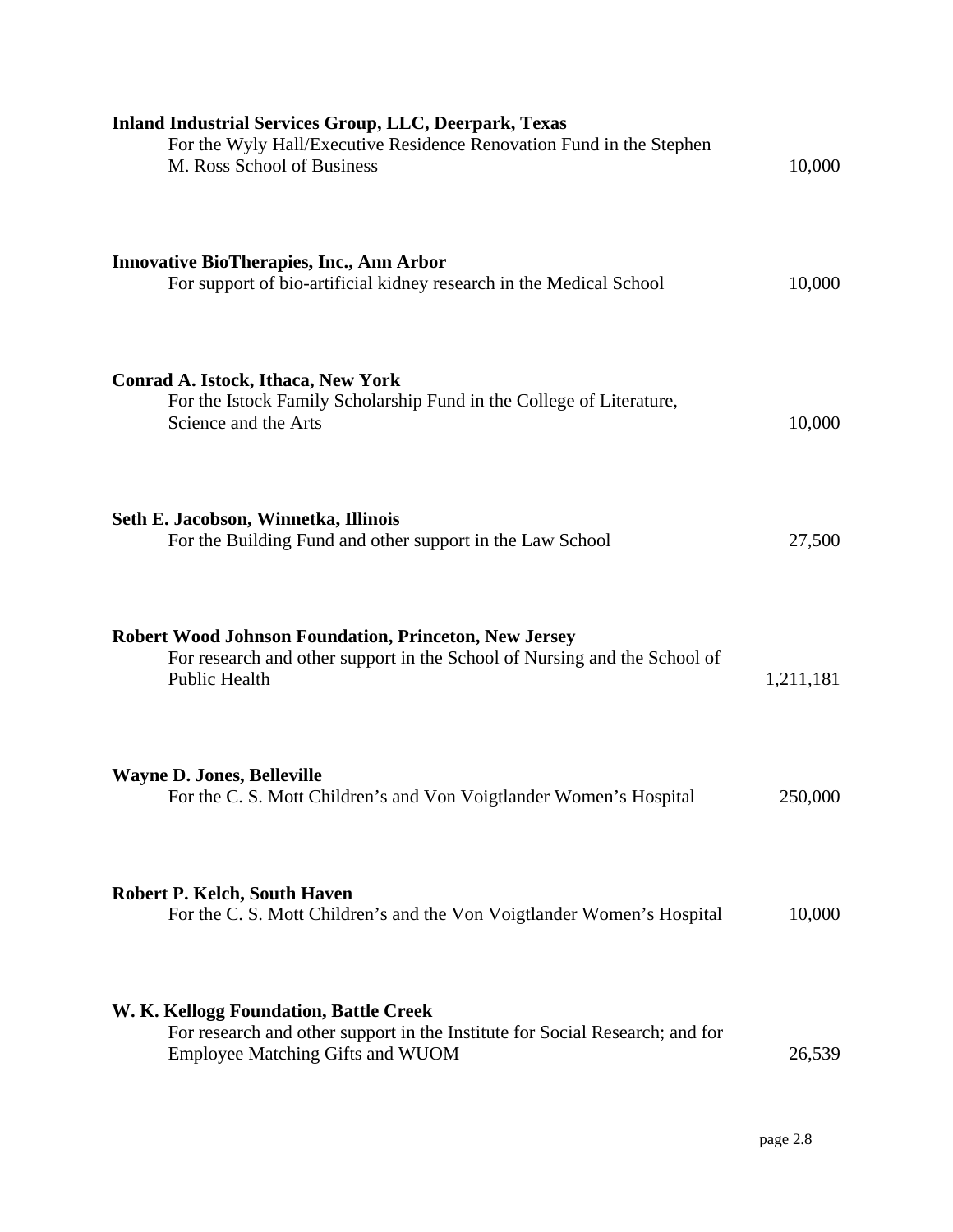**Inland Industrial Services Group, LLC, Deerpark, Texas**
For the Wyly Hall/Executive Residence Renovation Fund in the Stephen M. Ross School of Business — 10,000

**Innovative BioTherapies, Inc., Ann Arbor**
For support of bio-artificial kidney research in the Medical School — 10,000

**Conrad A. Istock, Ithaca, New York**
For the Istock Family Scholarship Fund in the College of Literature, Science and the Arts — 10,000

**Seth E. Jacobson, Winnetka, Illinois**
For the Building Fund and other support in the Law School — 27,500

**Robert Wood Johnson Foundation, Princeton, New Jersey**
For research and other support in the School of Nursing and the School of Public Health — 1,211,181

**Wayne D. Jones, Belleville**
For the C. S. Mott Children's and Von Voigtlander Women's Hospital — 250,000

**Robert P. Kelch, South Haven**
For the C. S. Mott Children's and the Von Voigtlander Women's Hospital — 10,000

**W. K. Kellogg Foundation, Battle Creek**
For research and other support in the Institute for Social Research; and for Employee Matching Gifts and WUOM — 26,539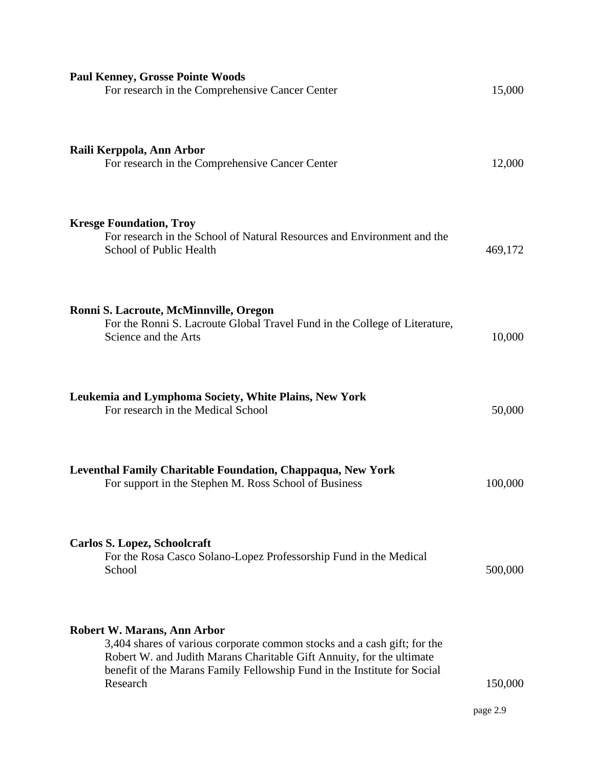**Paul Kenney, Grosse Pointe Woods**
For research in the Comprehensive Cancer Center — 15,000

**Raili Kerppola, Ann Arbor**
For research in the Comprehensive Cancer Center — 12,000

**Kresge Foundation, Troy**
For research in the School of Natural Resources and Environment and the School of Public Health — 469,172

**Ronni S. Lacroute, McMinnville, Oregon**
For the Ronni S. Lacroute Global Travel Fund in the College of Literature, Science and the Arts — 10,000

**Leukemia and Lymphoma Society, White Plains, New York**
For research in the Medical School — 50,000

**Leventhal Family Charitable Foundation, Chappaqua, New York**
For support in the Stephen M. Ross School of Business — 100,000

**Carlos S. Lopez, Schoolcraft**
For the Rosa Casco Solano-Lopez Professorship Fund in the Medical School — 500,000

**Robert W. Marans, Ann Arbor**
3,404 shares of various corporate common stocks and a cash gift; for the Robert W. and Judith Marans Charitable Gift Annuity, for the ultimate benefit of the Marans Family Fellowship Fund in the Institute for Social Research — 150,000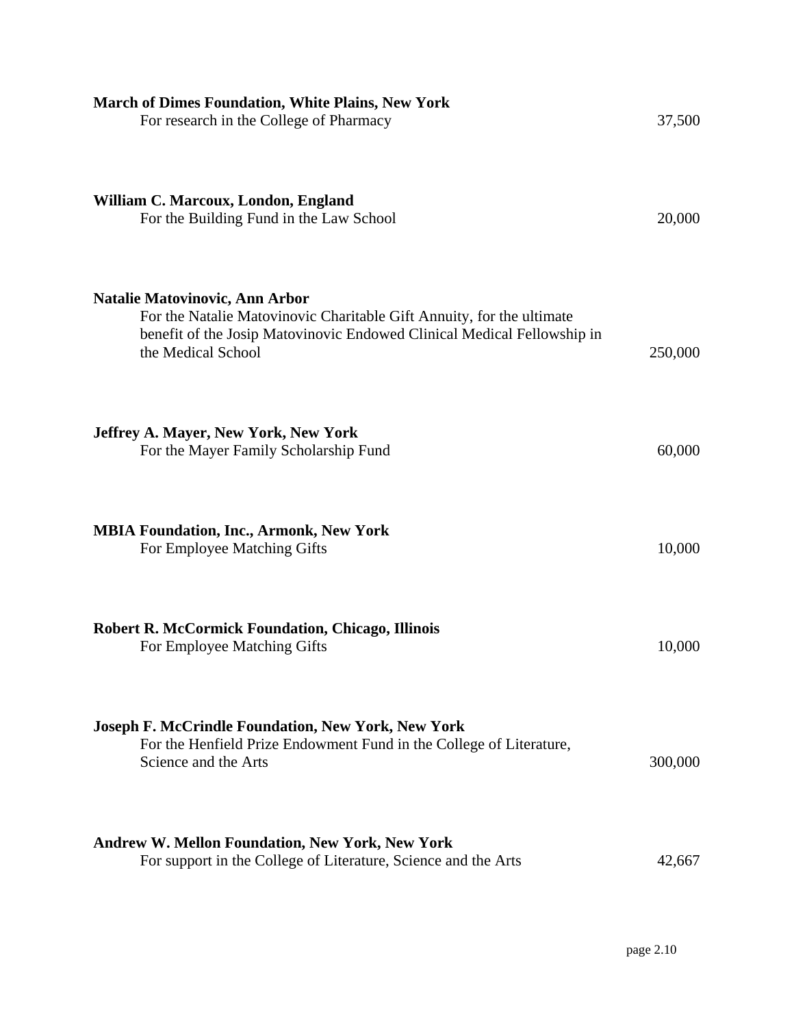**March of Dimes Foundation, White Plains, New York**
For research in the College of Pharmacy 37,500

**William C. Marcoux, London, England**
For the Building Fund in the Law School 20,000

**Natalie Matovinovic, Ann Arbor**
For the Natalie Matovinovic Charitable Gift Annuity, for the ultimate benefit of the Josip Matovinovic Endowed Clinical Medical Fellowship in the Medical School 250,000

**Jeffrey A. Mayer, New York, New York**
For the Mayer Family Scholarship Fund 60,000

**MBIA Foundation, Inc., Armonk, New York**
For Employee Matching Gifts 10,000

**Robert R. McCormick Foundation, Chicago, Illinois**
For Employee Matching Gifts 10,000

**Joseph F. McCrindle Foundation, New York, New York**
For the Henfield Prize Endowment Fund in the College of Literature, Science and the Arts 300,000

**Andrew W. Mellon Foundation, New York, New York**
For support in the College of Literature, Science and the Arts 42,667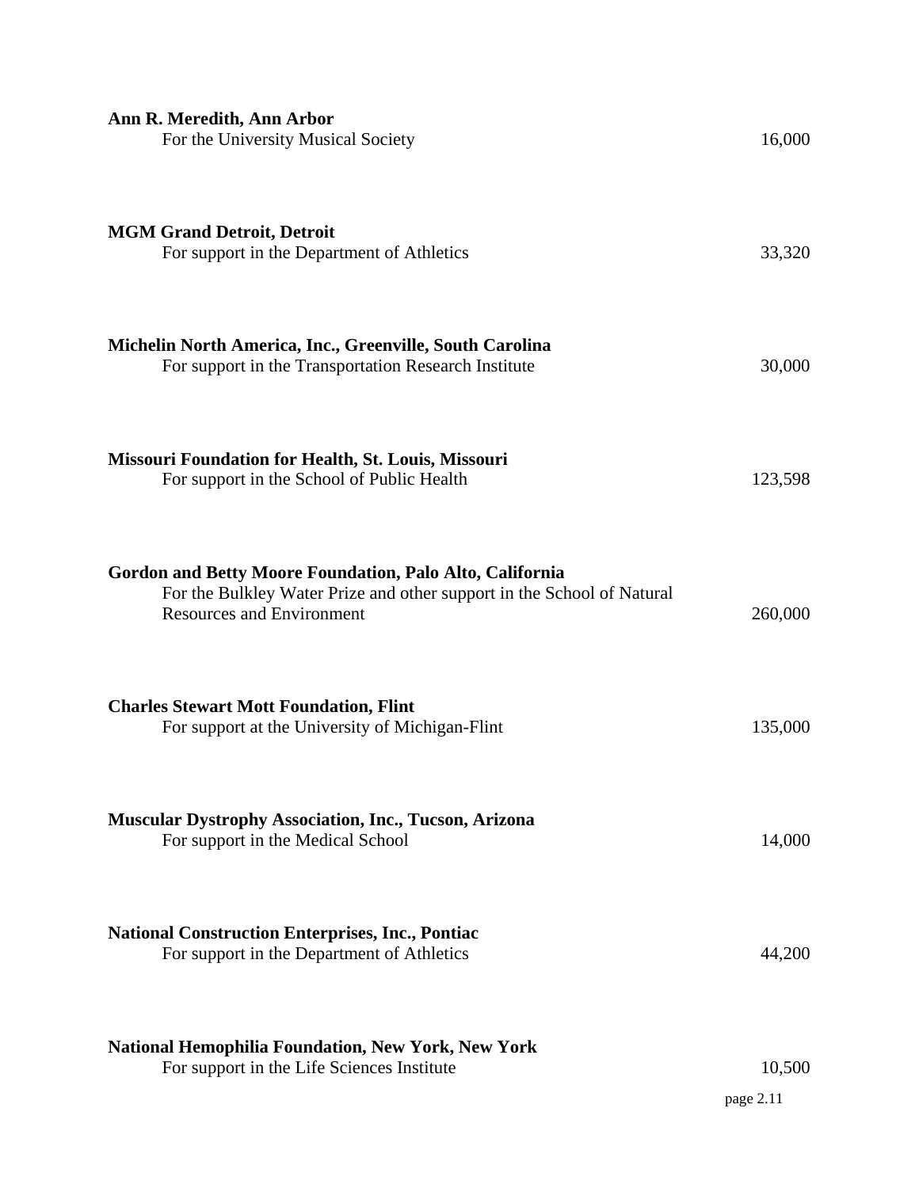**Ann R. Meredith, Ann Arbor**
For the University Musical Society 16,000

**MGM Grand Detroit, Detroit**
For support in the Department of Athletics 33,320

**Michelin North America, Inc., Greenville, South Carolina**
For support in the Transportation Research Institute 30,000

**Missouri Foundation for Health, St. Louis, Missouri**
For support in the School of Public Health 123,598

**Gordon and Betty Moore Foundation, Palo Alto, California**
For the Bulkley Water Prize and other support in the School of Natural Resources and Environment 260,000

**Charles Stewart Mott Foundation, Flint**
For support at the University of Michigan-Flint 135,000

**Muscular Dystrophy Association, Inc., Tucson, Arizona**
For support in the Medical School 14,000

**National Construction Enterprises, Inc., Pontiac**
For support in the Department of Athletics 44,200

**National Hemophilia Foundation, New York, New York**
For support in the Life Sciences Institute 10,500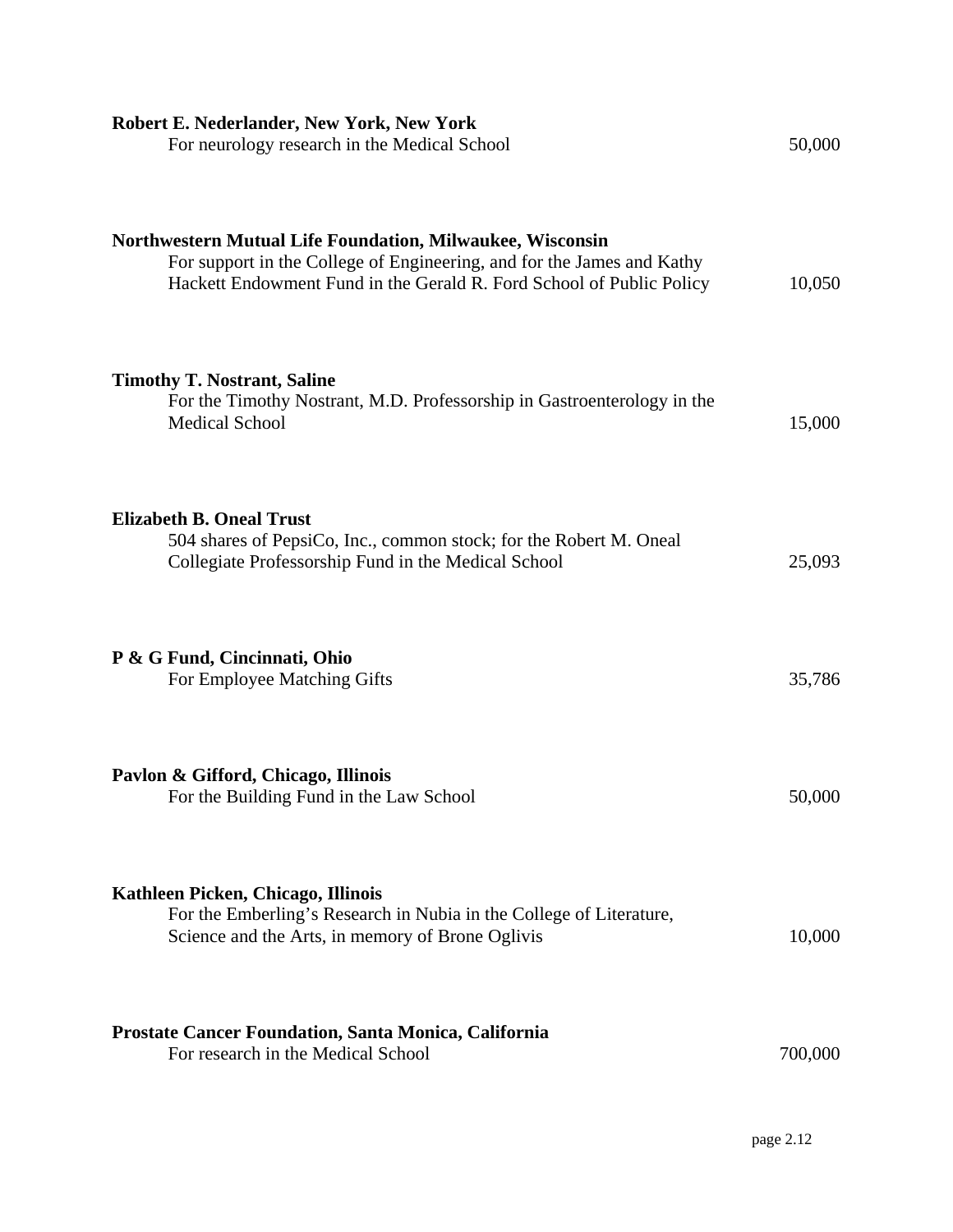**Robert E. Nederlander, New York, New York**
For neurology research in the Medical School — 50,000

**Northwestern Mutual Life Foundation, Milwaukee, Wisconsin**
For support in the College of Engineering, and for the James and Kathy Hackett Endowment Fund in the Gerald R. Ford School of Public Policy — 10,050

**Timothy T. Nostrant, Saline**
For the Timothy Nostrant, M.D. Professorship in Gastroenterology in the Medical School — 15,000

**Elizabeth B. Oneal Trust**
504 shares of PepsiCo, Inc., common stock; for the Robert M. Oneal Collegiate Professorship Fund in the Medical School — 25,093

**P & G Fund, Cincinnati, Ohio**
For Employee Matching Gifts — 35,786

**Pavlon & Gifford, Chicago, Illinois**
For the Building Fund in the Law School — 50,000

**Kathleen Picken, Chicago, Illinois**
For the Emberling's Research in Nubia in the College of Literature, Science and the Arts, in memory of Brone Oglivis — 10,000

**Prostate Cancer Foundation, Santa Monica, California**
For research in the Medical School — 700,000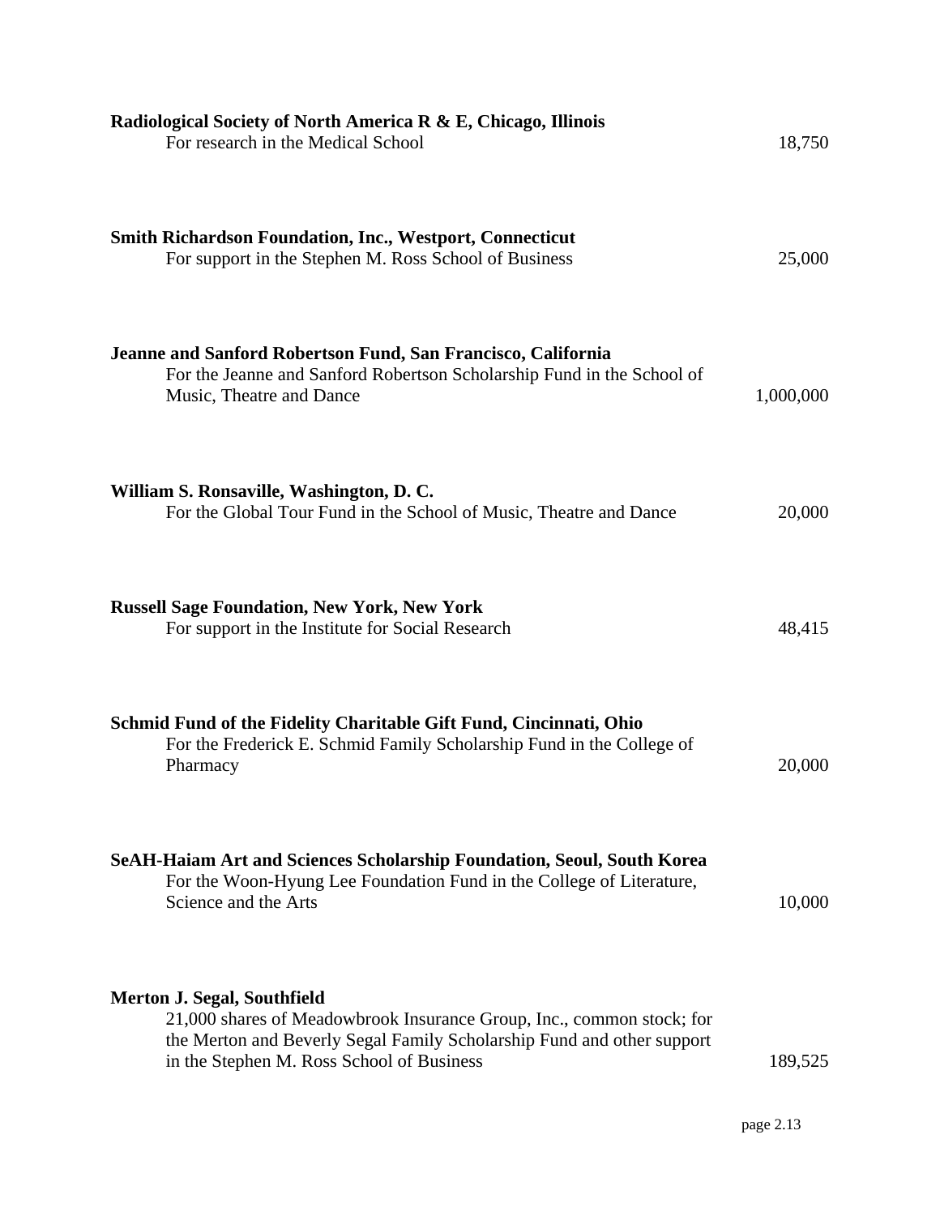**Radiological Society of North America R & E, Chicago, Illinois**
For research in the Medical School 18,750

**Smith Richardson Foundation, Inc., Westport, Connecticut**
For support in the Stephen M. Ross School of Business 25,000

**Jeanne and Sanford Robertson Fund, San Francisco, California**
For the Jeanne and Sanford Robertson Scholarship Fund in the School of Music, Theatre and Dance 1,000,000

**William S. Ronsaville, Washington, D. C.**
For the Global Tour Fund in the School of Music, Theatre and Dance 20,000

**Russell Sage Foundation, New York, New York**
For support in the Institute for Social Research 48,415

**Schmid Fund of the Fidelity Charitable Gift Fund, Cincinnati, Ohio**
For the Frederick E. Schmid Family Scholarship Fund in the College of Pharmacy 20,000

**SeAH-Haiam Art and Sciences Scholarship Foundation, Seoul, South Korea**
For the Woon-Hyung Lee Foundation Fund in the College of Literature, Science and the Arts 10,000

**Merton J. Segal, Southfield**
21,000 shares of Meadowbrook Insurance Group, Inc., common stock; for the Merton and Beverly Segal Family Scholarship Fund and other support in the Stephen M. Ross School of Business 189,525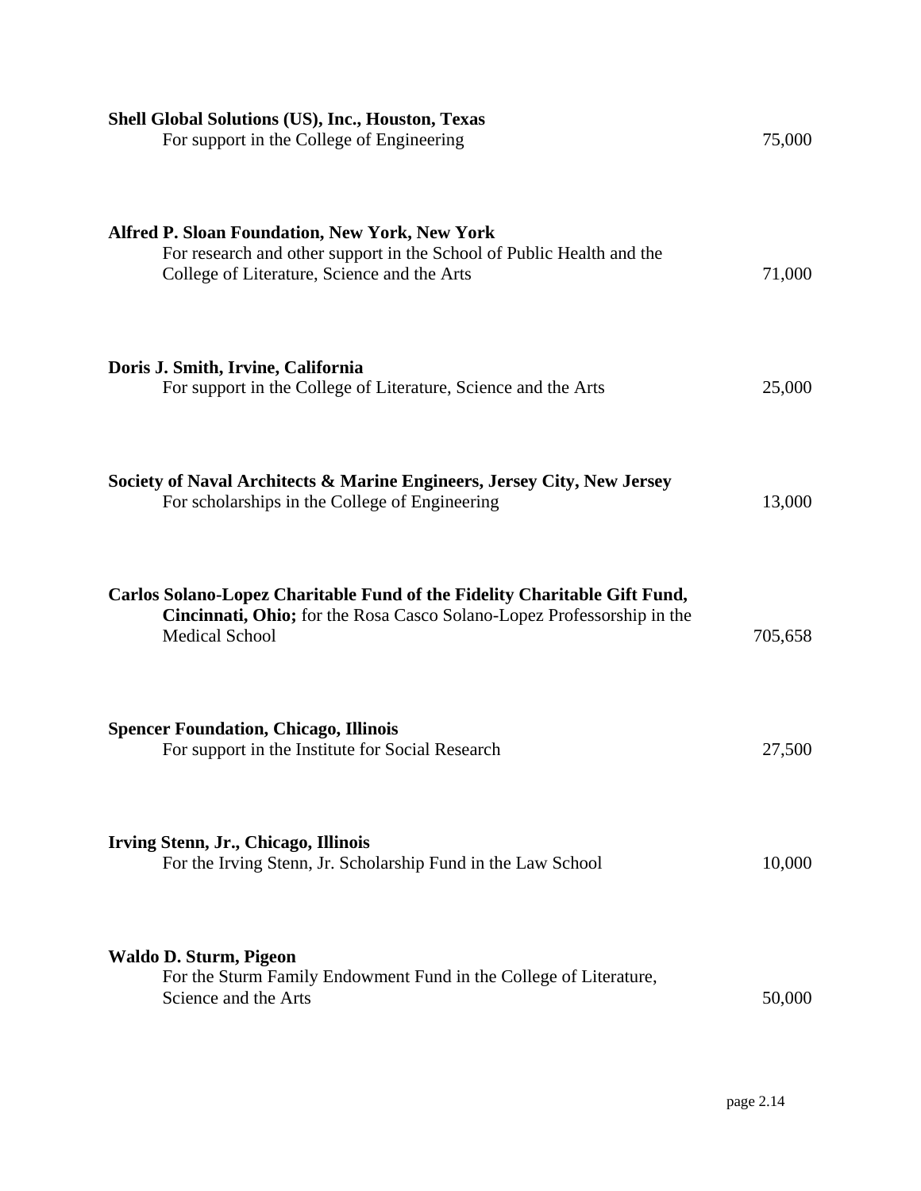**Shell Global Solutions (US), Inc., Houston, Texas**
For support in the College of Engineering 75,000

**Alfred P. Sloan Foundation, New York, New York**
For research and other support in the School of Public Health and the College of Literature, Science and the Arts 71,000

**Doris J. Smith, Irvine, California**
For support in the College of Literature, Science and the Arts 25,000

**Society of Naval Architects & Marine Engineers, Jersey City, New Jersey**
For scholarships in the College of Engineering 13,000

**Carlos Solano-Lopez Charitable Fund of the Fidelity Charitable Gift Fund, Cincinnati, Ohio;** for the Rosa Casco Solano-Lopez Professorship in the Medical School 705,658

**Spencer Foundation, Chicago, Illinois**
For support in the Institute for Social Research 27,500

**Irving Stenn, Jr., Chicago, Illinois**
For the Irving Stenn, Jr. Scholarship Fund in the Law School 10,000

**Waldo D. Sturm, Pigeon**
For the Sturm Family Endowment Fund in the College of Literature, Science and the Arts 50,000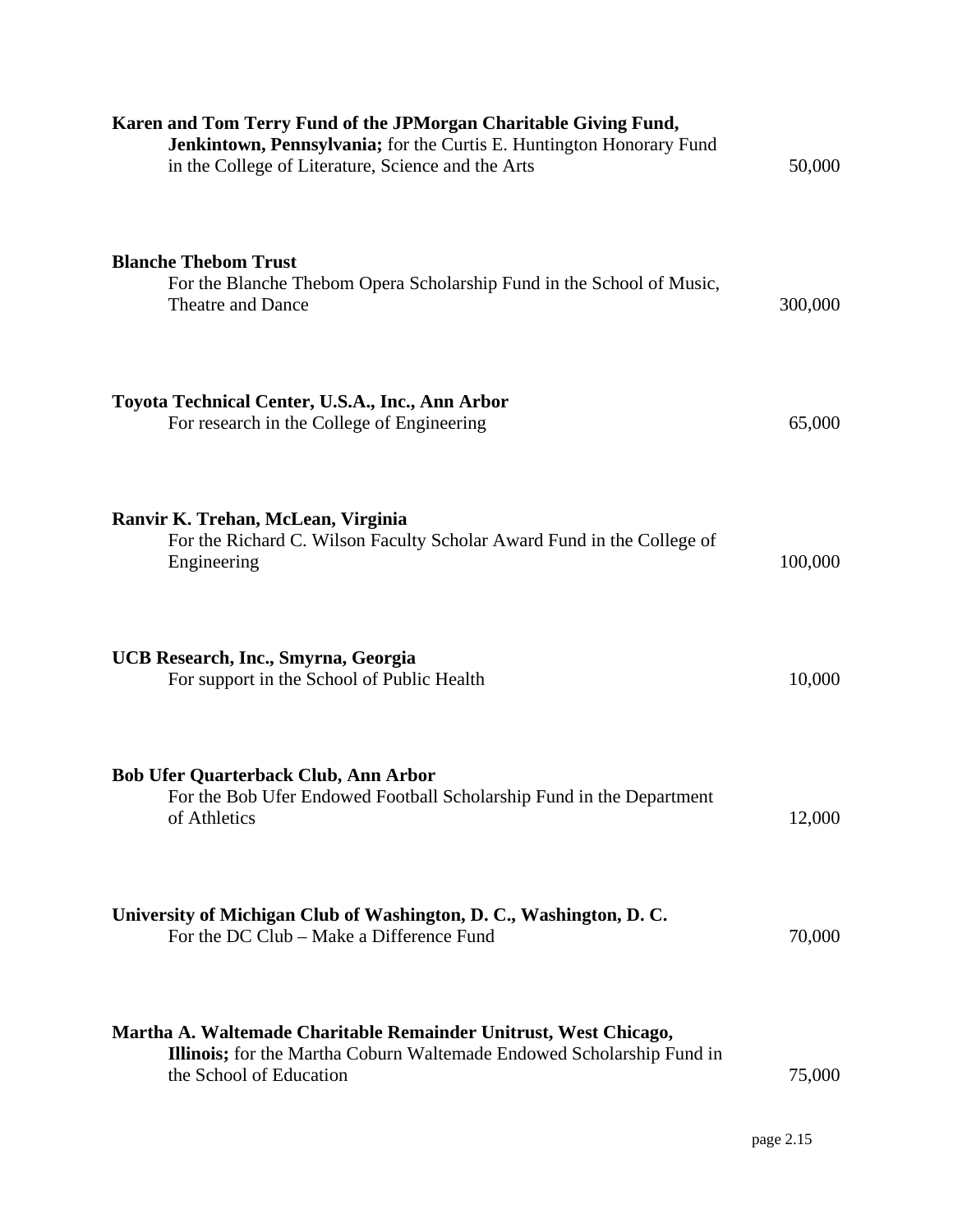**Karen and Tom Terry Fund of the JPMorgan Charitable Giving Fund, Jenkintown, Pennsylvania;** for the Curtis E. Huntington Honorary Fund in the College of Literature, Science and the Arts — 50,000

**Blanche Thebom Trust**
For the Blanche Thebom Opera Scholarship Fund in the School of Music, Theatre and Dance — 300,000

**Toyota Technical Center, U.S.A., Inc., Ann Arbor**
For research in the College of Engineering — 65,000

**Ranvir K. Trehan, McLean, Virginia**
For the Richard C. Wilson Faculty Scholar Award Fund in the College of Engineering — 100,000

**UCB Research, Inc., Smyrna, Georgia**
For support in the School of Public Health — 10,000

**Bob Ufer Quarterback Club, Ann Arbor**
For the Bob Ufer Endowed Football Scholarship Fund in the Department of Athletics — 12,000

**University of Michigan Club of Washington, D. C., Washington, D. C.**
For the DC Club – Make a Difference Fund — 70,000

**Martha A. Waltemade Charitable Remainder Unitrust, West Chicago, Illinois;** for the Martha Coburn Waltemade Endowed Scholarship Fund in the School of Education — 75,000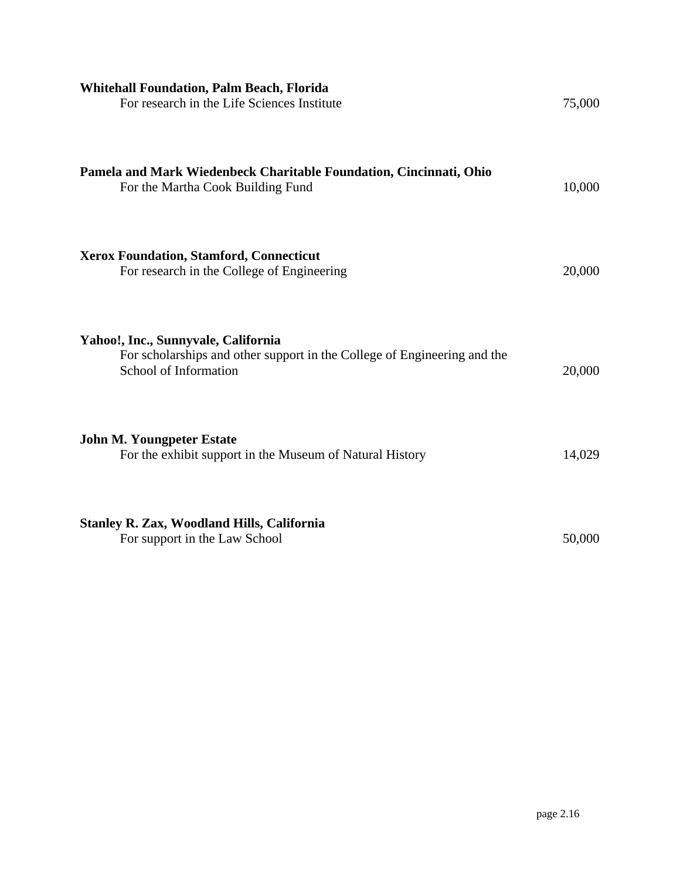**Whitehall Foundation, Palm Beach, Florida**
For research in the Life Sciences Institute 75,000

**Pamela and Mark Wiedenbeck Charitable Foundation, Cincinnati, Ohio**
For the Martha Cook Building Fund 10,000

**Xerox Foundation, Stamford, Connecticut**
For research in the College of Engineering 20,000

**Yahoo!, Inc., Sunnyvale, California**
For scholarships and other support in the College of Engineering and the School of Information 20,000

**John M. Youngpeter Estate**
For the exhibit support in the Museum of Natural History 14,029

**Stanley R. Zax, Woodland Hills, California**
For support in the Law School 50,000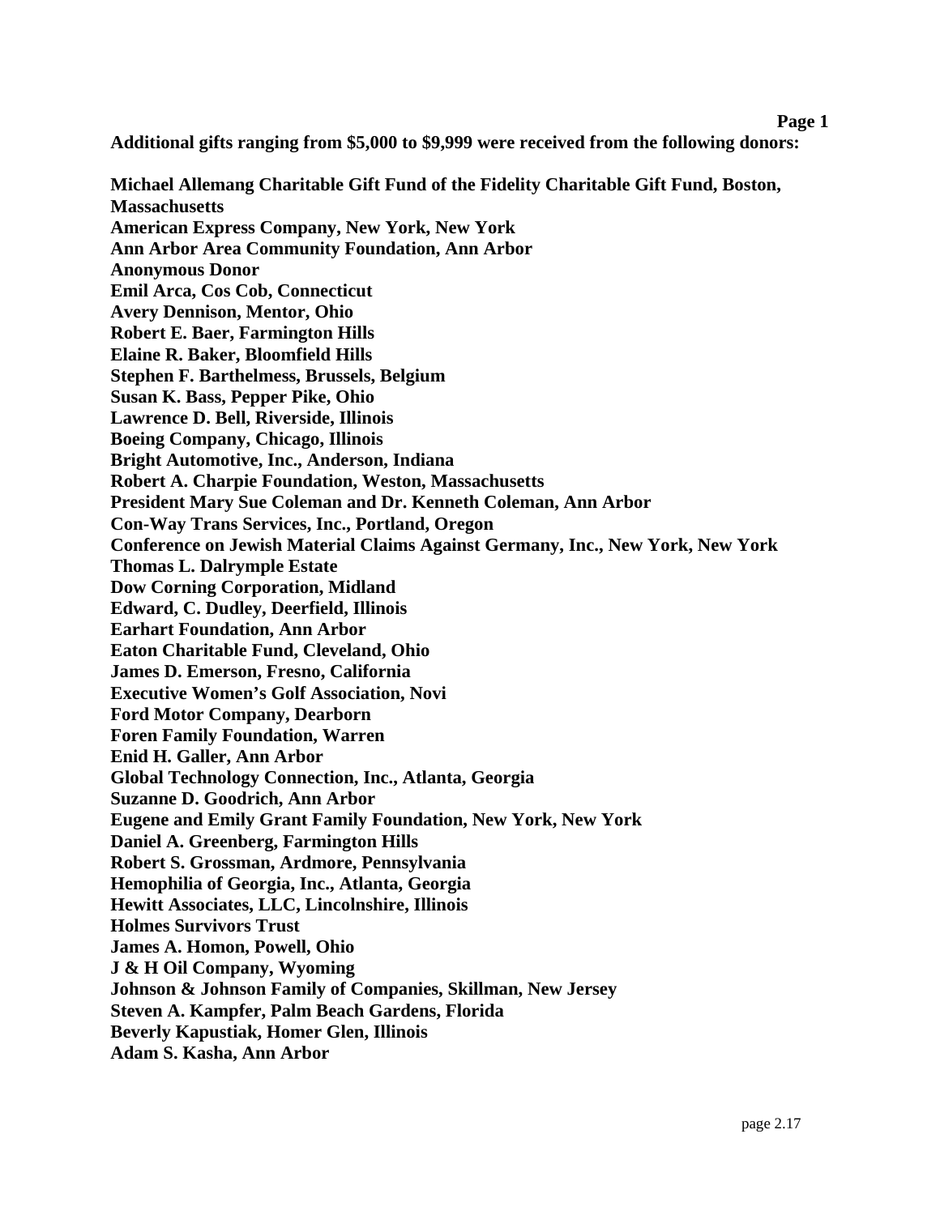**Additional gifts ranging from $5,000 to $9,999 were received from the following donors:**

**Michael Allemang Charitable Gift Fund of the Fidelity Charitable Gift Fund, Boston, Massachusetts**
**American Express Company, New York, New York**
**Ann Arbor Area Community Foundation, Ann Arbor**
**Anonymous Donor**
**Emil Arca, Cos Cob, Connecticut**
**Avery Dennison, Mentor, Ohio**
**Robert E. Baer, Farmington Hills**
**Elaine R. Baker, Bloomfield Hills**
**Stephen F. Barthelmess, Brussels, Belgium**
**Susan K. Bass, Pepper Pike, Ohio**
**Lawrence D. Bell, Riverside, Illinois**
**Boeing Company, Chicago, Illinois**
**Bright Automotive, Inc., Anderson, Indiana**
**Robert A. Charpie Foundation, Weston, Massachusetts**
**President Mary Sue Coleman and Dr. Kenneth Coleman, Ann Arbor**
**Con-Way Trans Services, Inc., Portland, Oregon**
**Conference on Jewish Material Claims Against Germany, Inc., New York, New York**
**Thomas L. Dalrymple Estate**
**Dow Corning Corporation, Midland**
**Edward, C. Dudley, Deerfield, Illinois**
**Earhart Foundation, Ann Arbor**
**Eaton Charitable Fund, Cleveland, Ohio**
**James D. Emerson, Fresno, California**
**Executive Women's Golf Association, Novi**
**Ford Motor Company, Dearborn**
**Foren Family Foundation, Warren**
**Enid H. Galler, Ann Arbor**
**Global Technology Connection, Inc., Atlanta, Georgia**
**Suzanne D. Goodrich, Ann Arbor**
**Eugene and Emily Grant Family Foundation, New York, New York**
**Daniel A. Greenberg, Farmington Hills**
**Robert S. Grossman, Ardmore, Pennsylvania**
**Hemophilia of Georgia, Inc., Atlanta, Georgia**
**Hewitt Associates, LLC, Lincolnshire, Illinois**
**Holmes Survivors Trust**
**James A. Homon, Powell, Ohio**
**J & H Oil Company, Wyoming**
**Johnson & Johnson Family of Companies, Skillman, New Jersey**
**Steven A. Kampfer, Palm Beach Gardens, Florida**
**Beverly Kapustiak, Homer Glen, Illinois**
**Adam S. Kasha, Ann Arbor**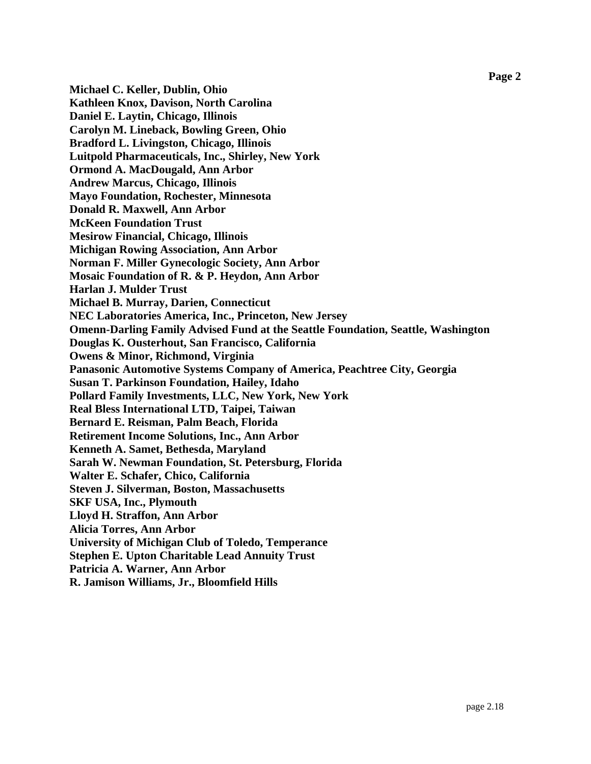**Michael C. Keller, Dublin, Ohio**
**Kathleen Knox, Davison, North Carolina**
**Daniel E. Laytin, Chicago, Illinois**
**Carolyn M. Lineback, Bowling Green, Ohio**
**Bradford L. Livingston, Chicago, Illinois**
**Luitpold Pharmaceuticals, Inc., Shirley, New York**
**Ormond A. MacDougald, Ann Arbor**
**Andrew Marcus, Chicago, Illinois**
**Mayo Foundation, Rochester, Minnesota**
**Donald R. Maxwell, Ann Arbor**
**McKeen Foundation Trust**
**Mesirow Financial, Chicago, Illinois**
**Michigan Rowing Association, Ann Arbor**
**Norman F. Miller Gynecologic Society, Ann Arbor**
**Mosaic Foundation of R. & P. Heydon, Ann Arbor**
**Harlan J. Mulder Trust**
**Michael B. Murray, Darien, Connecticut**
**NEC Laboratories America, Inc., Princeton, New Jersey**
**Omenn-Darling Family Advised Fund at the Seattle Foundation, Seattle, Washington**
**Douglas K. Ousterhout, San Francisco, California**
**Owens & Minor, Richmond, Virginia**
**Panasonic Automotive Systems Company of America, Peachtree City, Georgia**
**Susan T. Parkinson Foundation, Hailey, Idaho**
**Pollard Family Investments, LLC, New York, New York**
**Real Bless International LTD, Taipei, Taiwan**
**Bernard E. Reisman, Palm Beach, Florida**
**Retirement Income Solutions, Inc., Ann Arbor**
**Kenneth A. Samet, Bethesda, Maryland**
**Sarah W. Newman Foundation, St. Petersburg, Florida**
**Walter E. Schafer, Chico, California**
**Steven J. Silverman, Boston, Massachusetts**
**SKF USA, Inc., Plymouth**
**Lloyd H. Straffon, Ann Arbor**
**Alicia Torres, Ann Arbor**
**University of Michigan Club of Toledo, Temperance**
**Stephen E. Upton Charitable Lead Annuity Trust**
**Patricia A. Warner, Ann Arbor**
**R. Jamison Williams, Jr., Bloomfield Hills**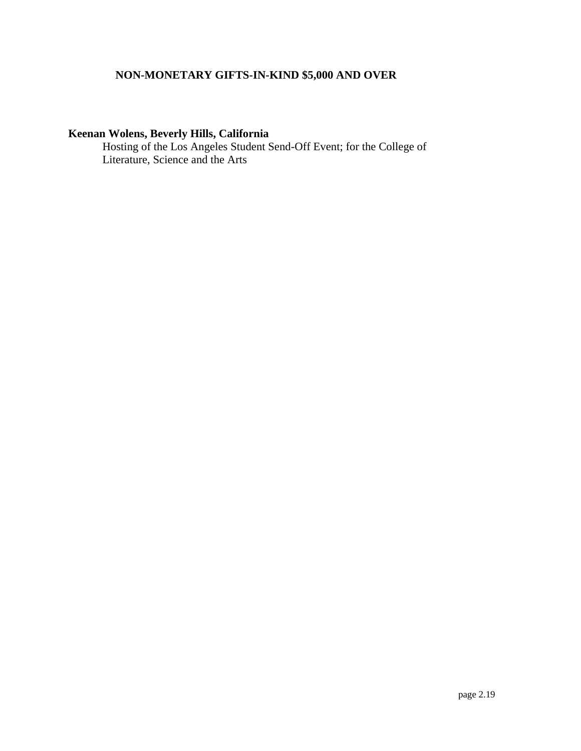## NON-MONETARY GIFTS-IN-KIND $5,000 AND OVER

**Keenan Wolens, Beverly Hills, California**

Hosting of the Los Angeles Student Send-Off Event; for the College of Literature, Science and the Arts